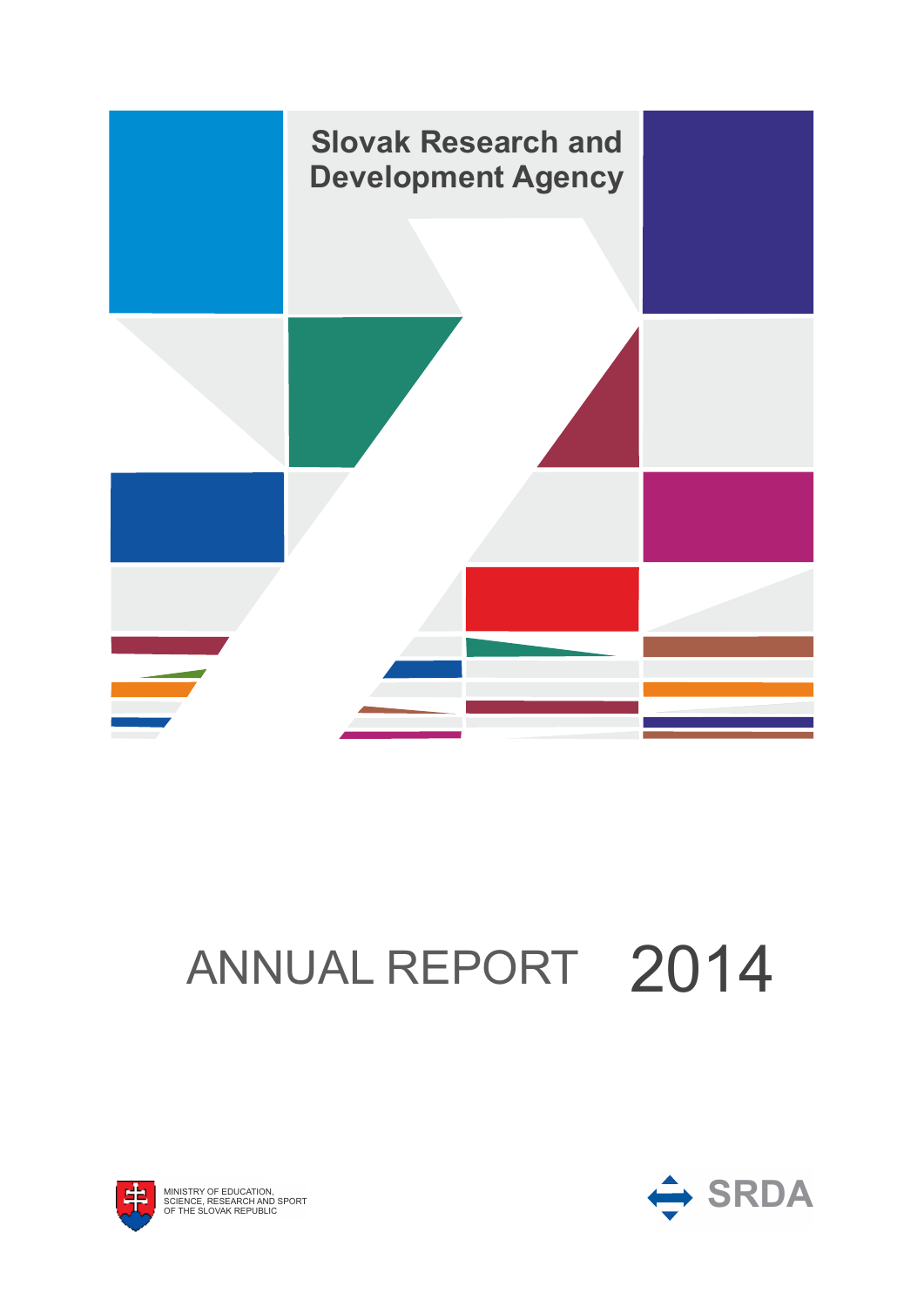# Slovak Research and Development Agency

# ANNUAL REPORT 2014

MINISTRY OF EDUCATION, SCIENCE, RESEARCH AND SPORT OF THE SLOVAK REPUBLIC

SRDA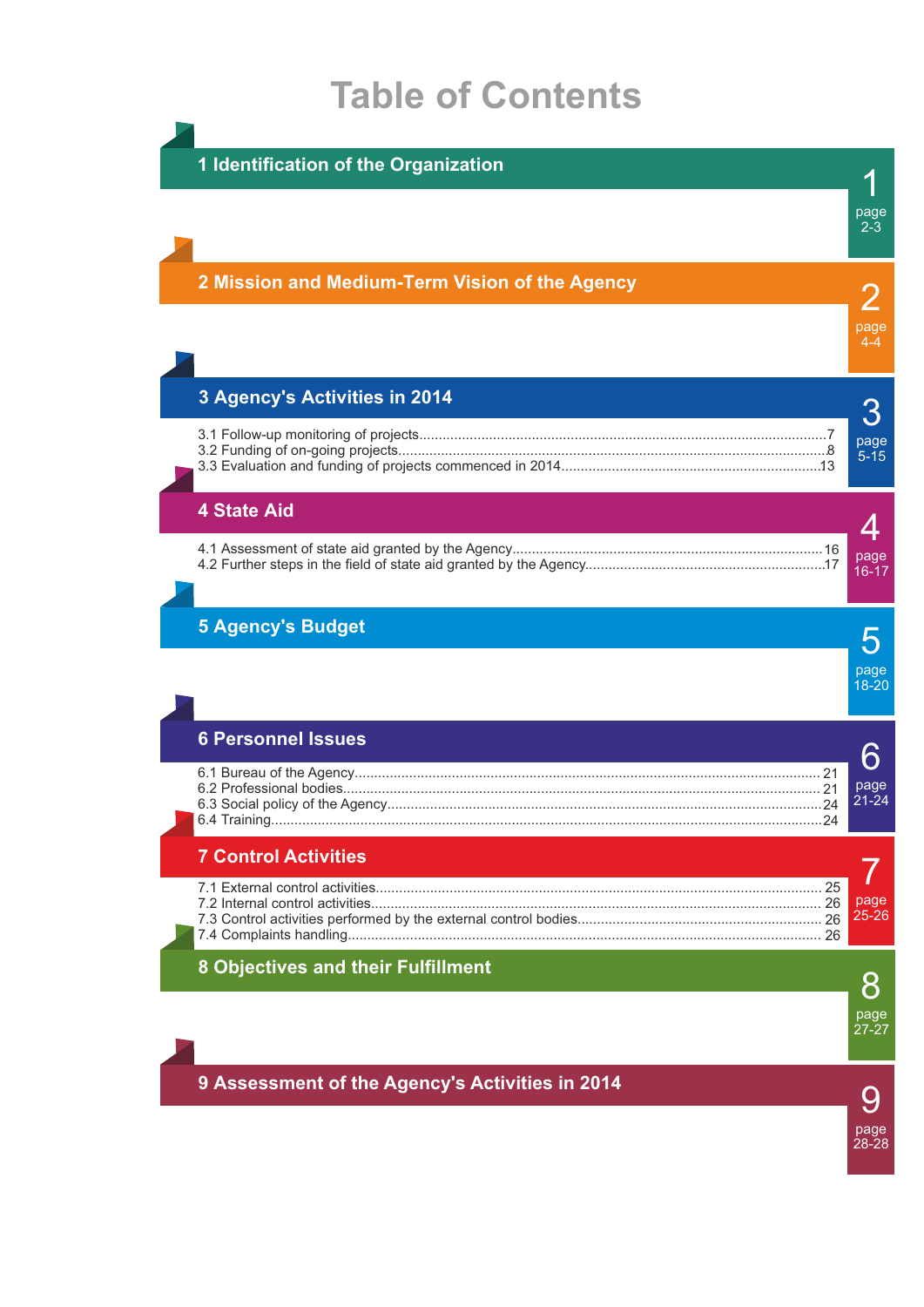# Table of Contents

## 1 Identification of the Organization

1 page 2-3

## 2 Mission and Medium-Term Vision of the Agency

2 page 4-4

## 3 Agency's Activities in 2014

3.1 Follow-up monitoring of projects........................................7
3.2 Funding of on-going projects........................................8
3.3 Evaluation and funding of projects commenced in 2014........................................13

3 page 5-15

## 4 State Aid

4.1 Assessment of state aid granted by the Agency........................................16
4.2 Further steps in the field of state aid granted by the Agency........................................17

4 page 16-17

## 5 Agency's Budget

5 page 18-20

## 6 Personnel Issues

6.1 Bureau of the Agency........................................21
6.2 Professional bodies........................................21
6.3 Social policy of the Agency........................................24
6.4 Training........................................24

6 page 21-24

## 7 Control Activities

7.1 External control activities........................................25
7.2 Internal control activities........................................26
7.3 Control activities performed by the external control bodies........................................26
7.4 Complaints handling........................................26

7 page 25-26

## 8 Objectives and their Fulfillment

8 page 27-27

## 9 Assessment of the Agency's Activities in 2014

9 page 28-28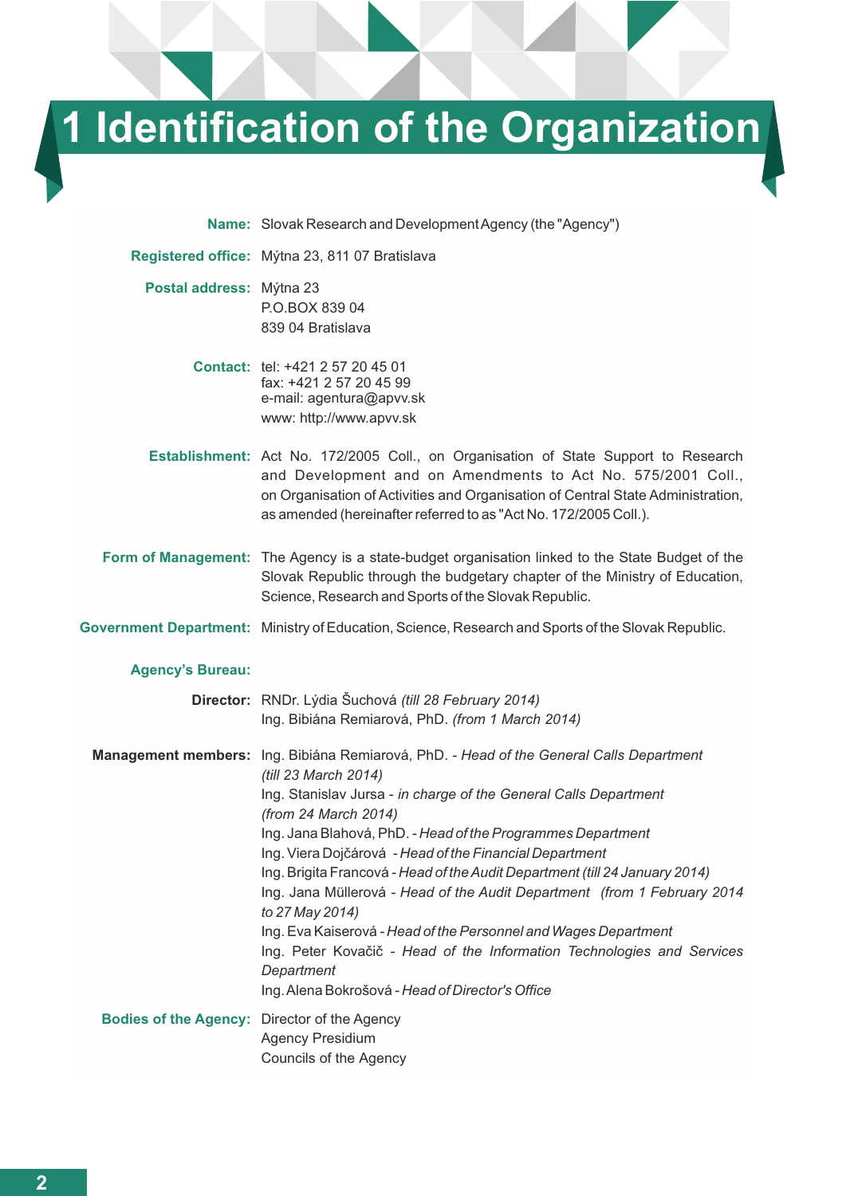# 1 Identification of the Organization

**Name:** Slovak Research and Development Agency (the "Agency")

**Registered office:** Mýtna 23, 811 07 Bratislava

**Postal address:** Mýtna 23
P.O.BOX 839 04
839 04 Bratislava

**Contact:** tel: +421 2 57 20 45 01
fax: +421 2 57 20 45 99
e-mail: agentura@apvv.sk
www: http://www.apvv.sk

**Establishment:** Act No. 172/2005 Coll., on Organisation of State Support to Research and Development and on Amendments to Act No. 575/2001 Coll., on Organisation of Activities and Organisation of Central State Administration, as amended (hereinafter referred to as "Act No. 172/2005 Coll.).

**Form of Management:** The Agency is a state-budget organisation linked to the State Budget of the Slovak Republic through the budgetary chapter of the Ministry of Education, Science, Research and Sports of the Slovak Republic.

**Government Department:** Ministry of Education, Science, Research and Sports of the Slovak Republic.

**Agency's Bureau:**

**Director:** RNDr. Lýdia Šuchová *(till 28 February 2014)*
Ing. Bibiána Remiarová, PhD. *(from 1 March 2014)*

**Management members:** Ing. Bibiána Remiarová, PhD. - *Head of the General Calls Department (till 23 March 2014)*
Ing. Stanislav Jursa - *in charge of the General Calls Department (from 24 March 2014)*
Ing. Jana Blahová, PhD. - *Head of the Programmes Department*
Ing. Viera Dojčárová - *Head of the Financial Department*
Ing. Brigita Francová - *Head of the Audit Department (till 24 January 2014)*
Ing. Jana Müllerová - *Head of the Audit Department (from 1 February 2014 to 27 May 2014)*
Ing. Eva Kaiserová - *Head of the Personnel and Wages Department*
Ing. Peter Kovačič - *Head of the Information Technologies and Services Department*
Ing. Alena Bokrošová - *Head of Director's Office*

**Bodies of the Agency:** Director of the Agency
Agency Presidium
Councils of the Agency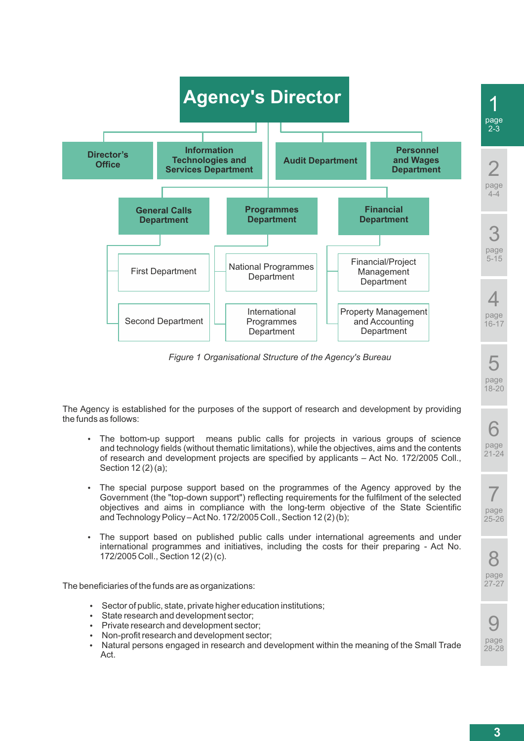Agency's Director

- Director's Office
- Information Technologies and Services Department
- Audit Department
- Personnel and Wages Department
- General Calls Department
  - First Department
  - Second Department
- Programmes Department
  - National Programmes Department
  - International Programmes Department
- Financial Department
  - Financial/Project Management Department
  - Property Management and Accounting Department

*Figure 1 Organisational Structure of the Agency's Bureau*

The Agency is established for the purposes of the support of research and development by providing the funds as follows:

- The bottom-up support means public calls for projects in various groups of science and technology fields (without thematic limitations), while the objectives, aims and the contents of research and development projects are specified by applicants – Act No. 172/2005 Coll., Section 12 (2) (a);
- The special purpose support based on the programmes of the Agency approved by the Government (the "top-down support") reflecting requirements for the fulfilment of the selected objectives and aims in compliance with the long-term objective of the State Scientific and Technology Policy – Act No. 172/2005 Coll., Section 12 (2) (b);
- The support based on published public calls under international agreements and under international programmes and initiatives, including the costs for their preparing - Act No. 172/2005 Coll., Section 12 (2) (c).

The beneficiaries of the funds are as organizations:

- Sector of public, state, private higher education institutions;
- State research and development sector;
- Private research and development sector;
- Non-profit research and development sector;
- Natural persons engaged in research and development within the meaning of the Small Trade Act.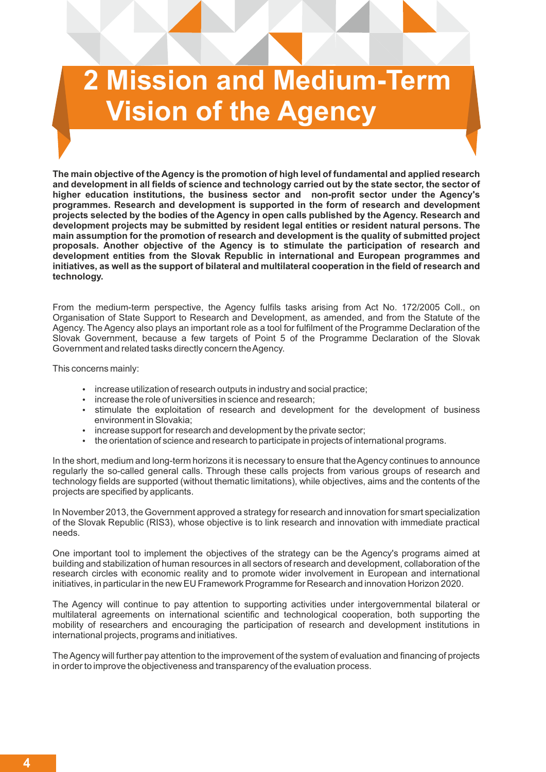# 2 Mission and Medium-Term Vision of the Agency

**The main objective of the Agency is the promotion of high level of fundamental and applied research and development in all fields of science and technology carried out by the state sector, the sector of higher education institutions, the business sector and non-profit sector under the Agency's programmes. Research and development is supported in the form of research and development projects selected by the bodies of the Agency in open calls published by the Agency. Research and development projects may be submitted by resident legal entities or resident natural persons. The main assumption for the promotion of research and development is the quality of submitted project proposals. Another objective of the Agency is to stimulate the participation of research and development entities from the Slovak Republic in international and European programmes and initiatives, as well as the support of bilateral and multilateral cooperation in the field of research and technology.**

From the medium-term perspective, the Agency fulfils tasks arising from Act No. 172/2005 Coll., on Organisation of State Support to Research and Development, as amended, and from the Statute of the Agency. The Agency also plays an important role as a tool for fulfilment of the Programme Declaration of the Slovak Government, because a few targets of Point 5 of the Programme Declaration of the Slovak Government and related tasks directly concern the Agency.

This concerns mainly:

- increase utilization of research outputs in industry and social practice;
- increase the role of universities in science and research;
- stimulate the exploitation of research and development for the development of business environment in Slovakia;
- increase support for research and development by the private sector;
- the orientation of science and research to participate in projects of international programs.

In the short, medium and long-term horizons it is necessary to ensure that the Agency continues to announce regularly the so-called general calls. Through these calls projects from various groups of research and technology fields are supported (without thematic limitations), while objectives, aims and the contents of the projects are specified by applicants.

In November 2013, the Government approved a strategy for research and innovation for smart specialization of the Slovak Republic (RIS3), whose objective is to link research and innovation with immediate practical needs.

One important tool to implement the objectives of the strategy can be the Agency's programs aimed at building and stabilization of human resources in all sectors of research and development, collaboration of the research circles with economic reality and to promote wider involvement in European and international initiatives, in particular in the new EU Framework Programme for Research and innovation Horizon 2020.

The Agency will continue to pay attention to supporting activities under intergovernmental bilateral or multilateral agreements on international scientific and technological cooperation, both supporting the mobility of researchers and encouraging the participation of research and development institutions in international projects, programs and initiatives.

The Agency will further pay attention to the improvement of the system of evaluation and financing of projects in order to improve the objectiveness and transparency of the evaluation process.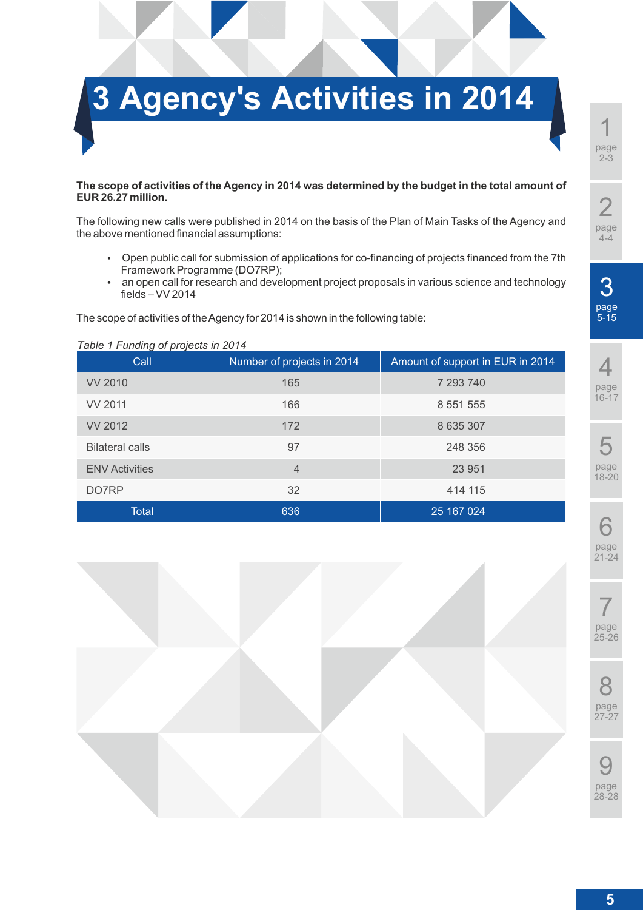# 3 Agency's Activities in 2014

**The scope of activities of the Agency in 2014 was determined by the budget in the total amount of EUR 26.27 million.**

The following new calls were published in 2014 on the basis of the Plan of Main Tasks of the Agency and the above mentioned financial assumptions:

- Open public call for submission of applications for co-financing of projects financed from the 7th Framework Programme (DO7RP);
- an open call for research and development project proposals in various science and technology fields – VV 2014

The scope of activities of the Agency for 2014 is shown in the following table:

*Table 1 Funding of projects in 2014*

| Call | Number of projects in 2014 | Amount of support in EUR in 2014 |
|---|---|---|
| VV 2010 | 165 | 7 293 740 |
| VV 2011 | 166 | 8 551 555 |
| VV 2012 | 172 | 8 635 307 |
| Bilateral calls | 97 | 248 356 |
| ENV Activities | 4 | 23 951 |
| DO7RP | 32 | 414 115 |
| Total | 636 | 25 167 024 |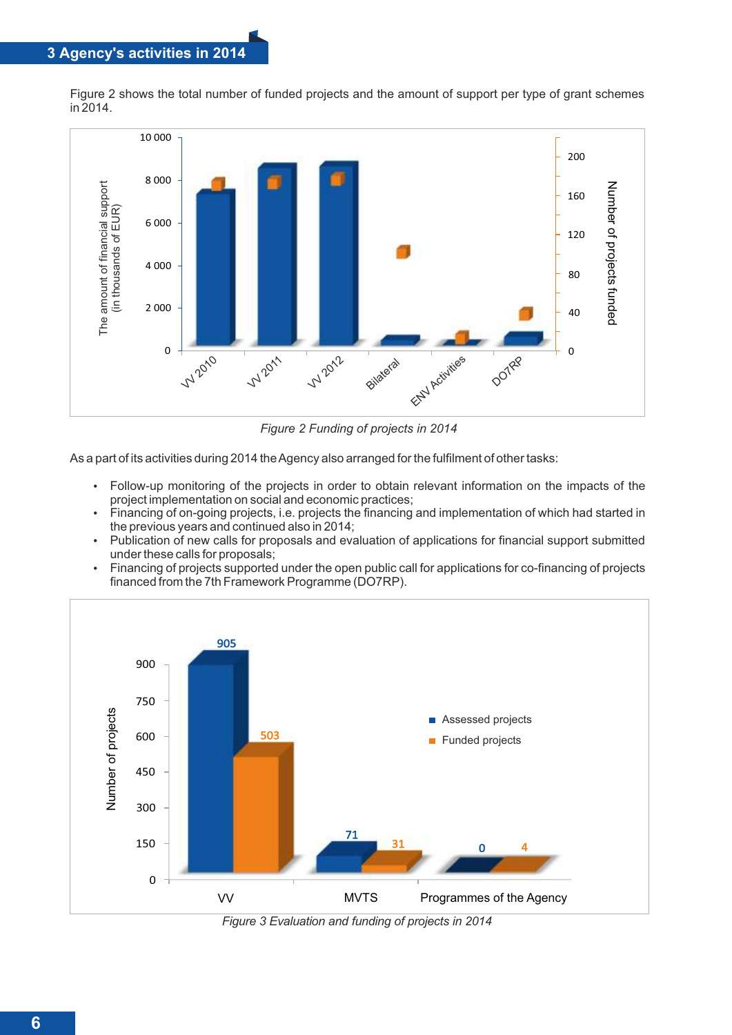## 3 Agency's activities in 2014

Figure 2 shows the total number of funded projects and the amount of support per type of grant schemes in 2014.

*Figure 2 Funding of projects in 2014*

As a part of its activities during 2014 the Agency also arranged for the fulfilment of other tasks:

- Follow-up monitoring of the projects in order to obtain relevant information on the impacts of the project implementation on social and economic practices;
- Financing of on-going projects, i.e. projects the financing and implementation of which had started in the previous years and continued also in 2014;
- Publication of new calls for proposals and evaluation of applications for financial support submitted under these calls for proposals;
- Financing of projects supported under the open public call for applications for co-financing of projects financed from the 7th Framework Programme (DO7RP).

*Figure 3 Evaluation and funding of projects in 2014*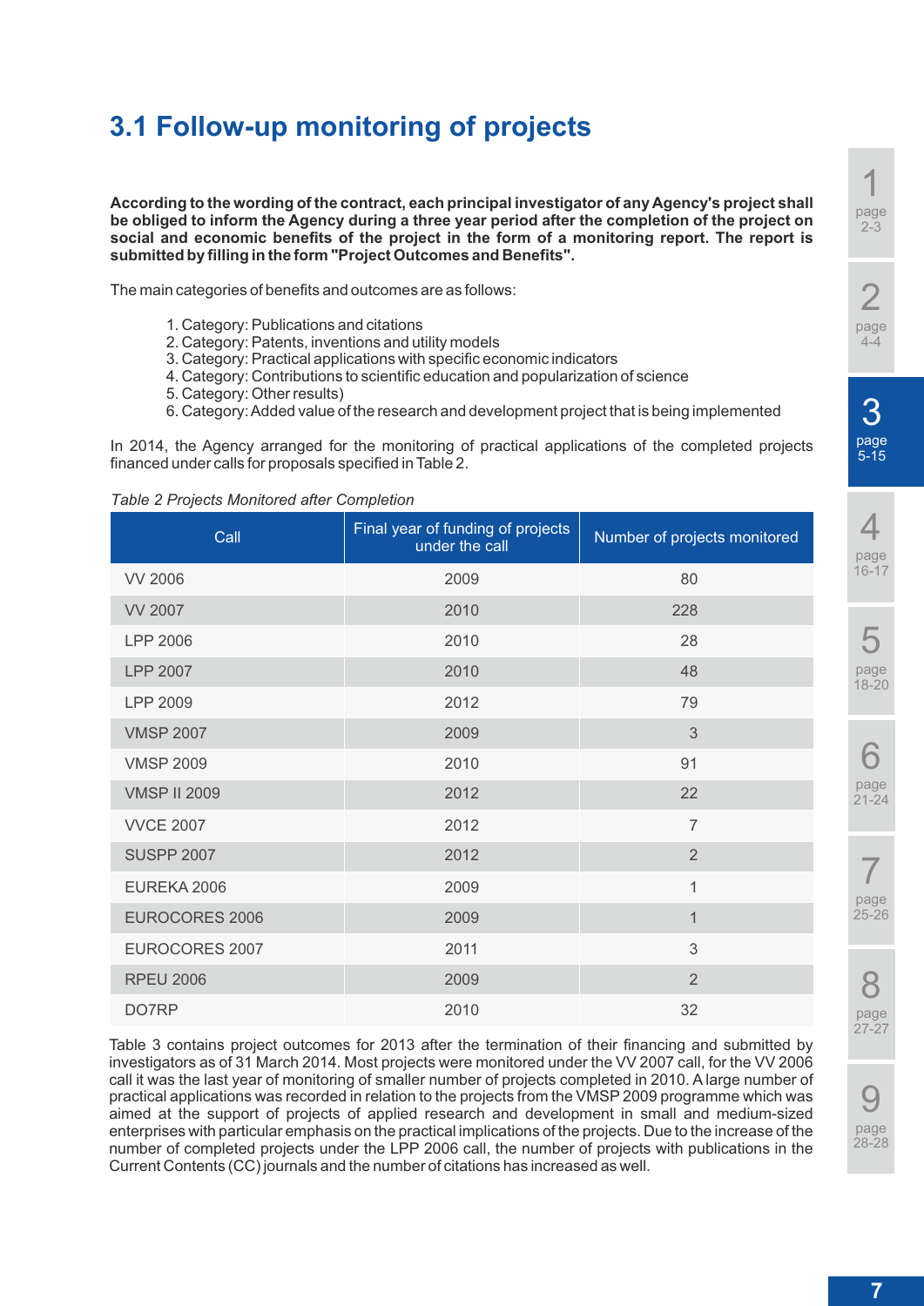## 3.1 Follow-up monitoring of projects

**According to the wording of the contract, each principal investigator of any Agency's project shall be obliged to inform the Agency during a three year period after the completion of the project on social and economic benefits of the project in the form of a monitoring report. The report is submitted by filling in the form "Project Outcomes and Benefits".**

The main categories of benefits and outcomes are as follows:

1. Category: Publications and citations
2. Category: Patents, inventions and utility models
3. Category: Practical applications with specific economic indicators
4. Category: Contributions to scientific education and popularization of science
5. Category: Other results)
6. Category: Added value of the research and development project that is being implemented

In 2014, the Agency arranged for the monitoring of practical applications of the completed projects financed under calls for proposals specified in Table 2.

*Table 2 Projects Monitored after Completion*

| Call | Final year of funding of projects under the call | Number of projects monitored |
|---|---|---|
| VV 2006 | 2009 | 80 |
| VV 2007 | 2010 | 228 |
| LPP 2006 | 2010 | 28 |
| LPP 2007 | 2010 | 48 |
| LPP 2009 | 2012 | 79 |
| VMSP 2007 | 2009 | 3 |
| VMSP 2009 | 2010 | 91 |
| VMSP II 2009 | 2012 | 22 |
| VVCE 2007 | 2012 | 7 |
| SUSPP 2007 | 2012 | 2 |
| EUREKA 2006 | 2009 | 1 |
| EUROCORES 2006 | 2009 | 1 |
| EUROCORES 2007 | 2011 | 3 |
| RPEU 2006 | 2009 | 2 |
| DO7RP | 2010 | 32 |

Table 3 contains project outcomes for 2013 after the termination of their financing and submitted by investigators as of 31 March 2014. Most projects were monitored under the VV 2007 call, for the VV 2006 call it was the last year of monitoring of smaller number of projects completed in 2010. A large number of practical applications was recorded in relation to the projects from the VMSP 2009 programme which was aimed at the support of projects of applied research and development in small and medium-sized enterprises with particular emphasis on the practical implications of the projects. Due to the increase of the number of completed projects under the LPP 2006 call, the number of projects with publications in the Current Contents (CC) journals and the number of citations has increased as well.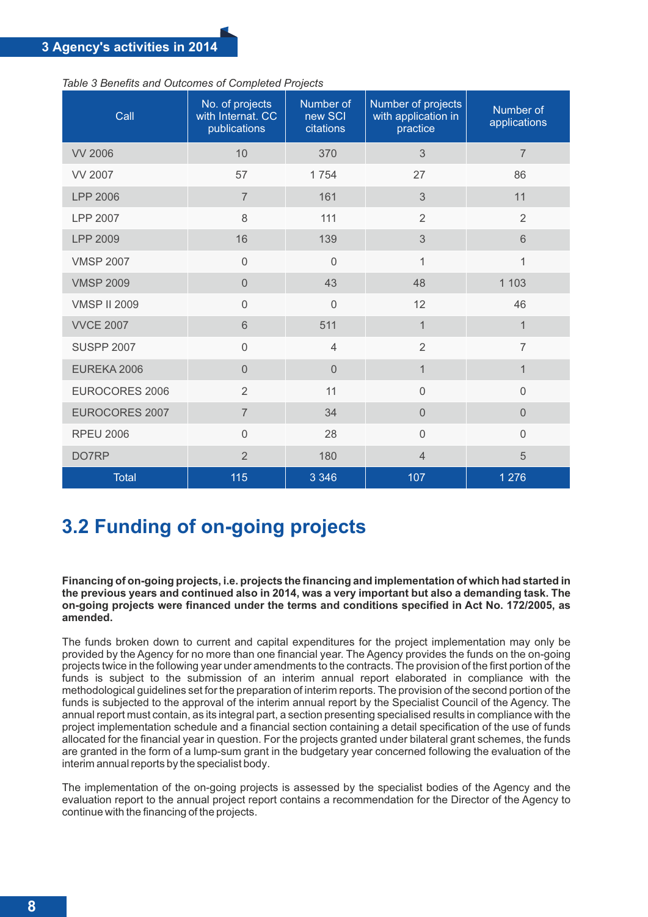*Table 3 Benefits and Outcomes of Completed Projects*

| Call | No. of projects with Internat. CC publications | Number of new SCI citations | Number of projects with application in practice | Number of applications |
|---|---|---|---|---|
| VV 2006 | 10 | 370 | 3 | 7 |
| VV 2007 | 57 | 1 754 | 27 | 86 |
| LPP 2006 | 7 | 161 | 3 | 11 |
| LPP 2007 | 8 | 111 | 2 | 2 |
| LPP 2009 | 16 | 139 | 3 | 6 |
| VMSP 2007 | 0 | 0 | 1 | 1 |
| VMSP 2009 | 0 | 43 | 48 | 1 103 |
| VMSP II 2009 | 0 | 0 | 12 | 46 |
| VVCE 2007 | 6 | 511 | 1 | 1 |
| SUSPP 2007 | 0 | 4 | 2 | 7 |
| EUREKA 2006 | 0 | 0 | 1 | 1 |
| EUROCORES 2006 | 2 | 11 | 0 | 0 |
| EUROCORES 2007 | 7 | 34 | 0 | 0 |
| RPEU 2006 | 0 | 28 | 0 | 0 |
| DO7RP | 2 | 180 | 4 | 5 |
| Total | 115 | 3 346 | 107 | 1 276 |

## 3.2 Funding of on-going projects

**Financing of on-going projects, i.e. projects the financing and implementation of which had started in the previous years and continued also in 2014, was a very important but also a demanding task. The on-going projects were financed under the terms and conditions specified in Act No. 172/2005, as amended.**

The funds broken down to current and capital expenditures for the project implementation may only be provided by the Agency for no more than one financial year. The Agency provides the funds on the on-going projects twice in the following year under amendments to the contracts. The provision of the first portion of the funds is subject to the submission of an interim annual report elaborated in compliance with the methodological guidelines set for the preparation of interim reports. The provision of the second portion of the funds is subjected to the approval of the interim annual report by the Specialist Council of the Agency. The annual report must contain, as its integral part, a section presenting specialised results in compliance with the project implementation schedule and a financial section containing a detail specification of the use of funds allocated for the financial year in question. For the projects granted under bilateral grant schemes, the funds are granted in the form of a lump-sum grant in the budgetary year concerned following the evaluation of the interim annual reports by the specialist body.

The implementation of the on-going projects is assessed by the specialist bodies of the Agency and the evaluation report to the annual project report contains a recommendation for the Director of the Agency to continue with the financing of the projects.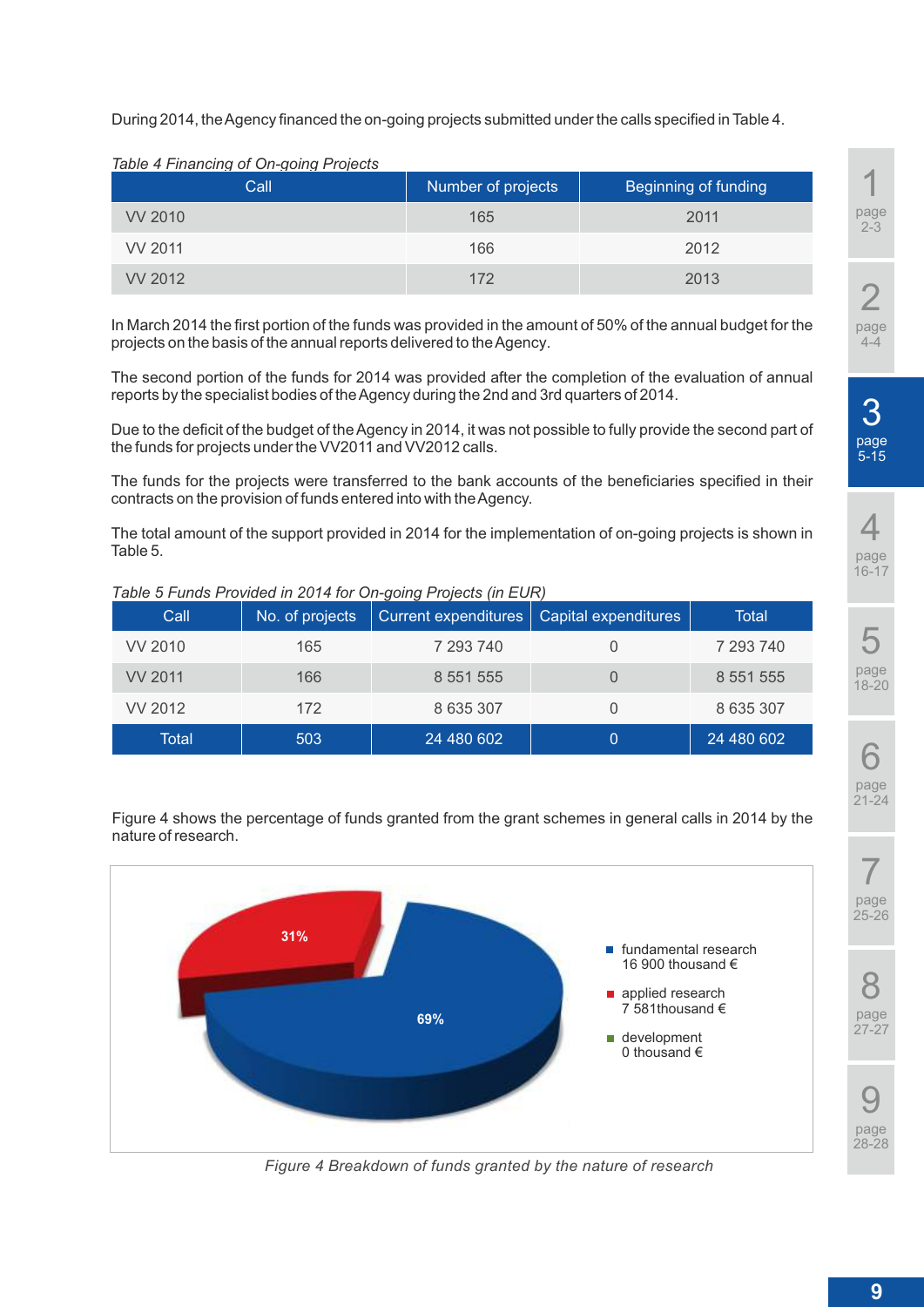During 2014, the Agency financed the on-going projects submitted under the calls specified in Table 4.

*Table 4 Financing of On-going Projects*

| Call | Number of projects | Beginning of funding |
|---|---|---|
| VV 2010 | 165 | 2011 |
| VV 2011 | 166 | 2012 |
| VV 2012 | 172 | 2013 |

In March 2014 the first portion of the funds was provided in the amount of 50% of the annual budget for the projects on the basis of the annual reports delivered to the Agency.

The second portion of the funds for 2014 was provided after the completion of the evaluation of annual reports by the specialist bodies of the Agency during the 2nd and 3rd quarters of 2014.

Due to the deficit of the budget of the Agency in 2014, it was not possible to fully provide the second part of the funds for projects under the VV2011 and VV2012 calls.

The funds for the projects were transferred to the bank accounts of the beneficiaries specified in their contracts on the provision of funds entered into with the Agency.

The total amount of the support provided in 2014 for the implementation of on-going projects is shown in Table 5.

*Table 5 Funds Provided in 2014 for On-going Projects (in EUR)*

| Call | No. of projects | Current expenditures | Capital expenditures | Total |
|---|---|---|---|---|
| VV 2010 | 165 | 7 293 740 | 0 | 7 293 740 |
| VV 2011 | 166 | 8 551 555 | 0 | 8 551 555 |
| VV 2012 | 172 | 8 635 307 | 0 | 8 635 307 |
| Total | 503 | 24 480 602 | 0 | 24 480 602 |

Figure 4 shows the percentage of funds granted from the grant schemes in general calls in 2014 by the nature of research.

- fundamental research 16 900 thousand € (69%)
- applied research 7 581thousand € (31%)
- development 0 thousand €

*Figure 4 Breakdown of funds granted by the nature of research*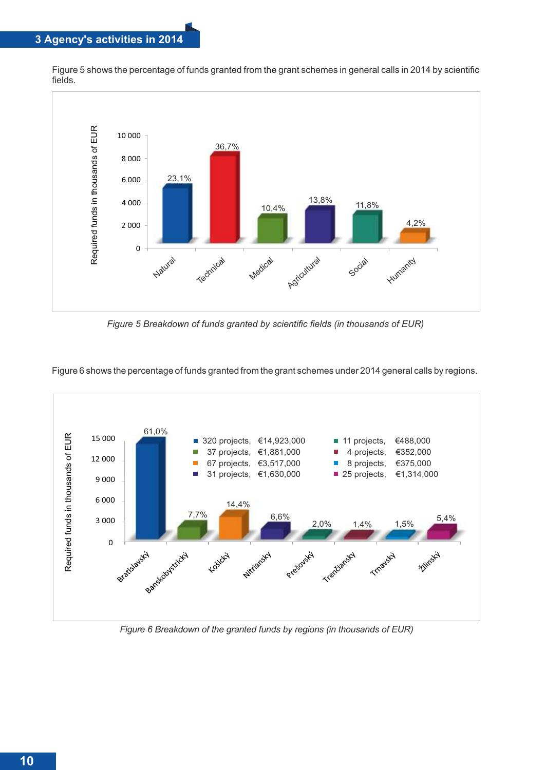## 3 Agency's activities in 2014

Figure 5 shows the percentage of funds granted from the grant schemes in general calls in 2014 by scientific fields.

Required funds in thousands of EUR

| Field | Share |
|---|---|
| Natural | 23,1% |
| Technical | 36,7% |
| Medical | 10,4% |
| Agricultural | 13,8% |
| Social | 11,8% |
| Humanity | 4,2% |

*Figure 5 Breakdown of funds granted by scientific fields (in thousands of EUR)*

Figure 6 shows the percentage of funds granted from the grant schemes under 2014 general calls by regions.

Required funds in thousands of EUR

| Region | Share | Projects | Funds |
|---|---|---|---|
| Bratislavský | 61,0% | 320 projects | €14,923,000 |
| Banskobystrický | 7,7% | 37 projects | €1,881,000 |
| Košický | 14,4% | 67 projects | €3,517,000 |
| Nitriansky | 6,6% | 31 projects | €1,630,000 |
| Prešovský | 2,0% | 11 projects | €488,000 |
| Trenčiansky | 1,4% | 4 projects | €352,000 |
| Trnavský | 1,5% | 8 projects | €375,000 |
| Žilinský | 5,4% | 25 projects | €1,314,000 |

*Figure 6 Breakdown of the granted funds by regions (in thousands of EUR)*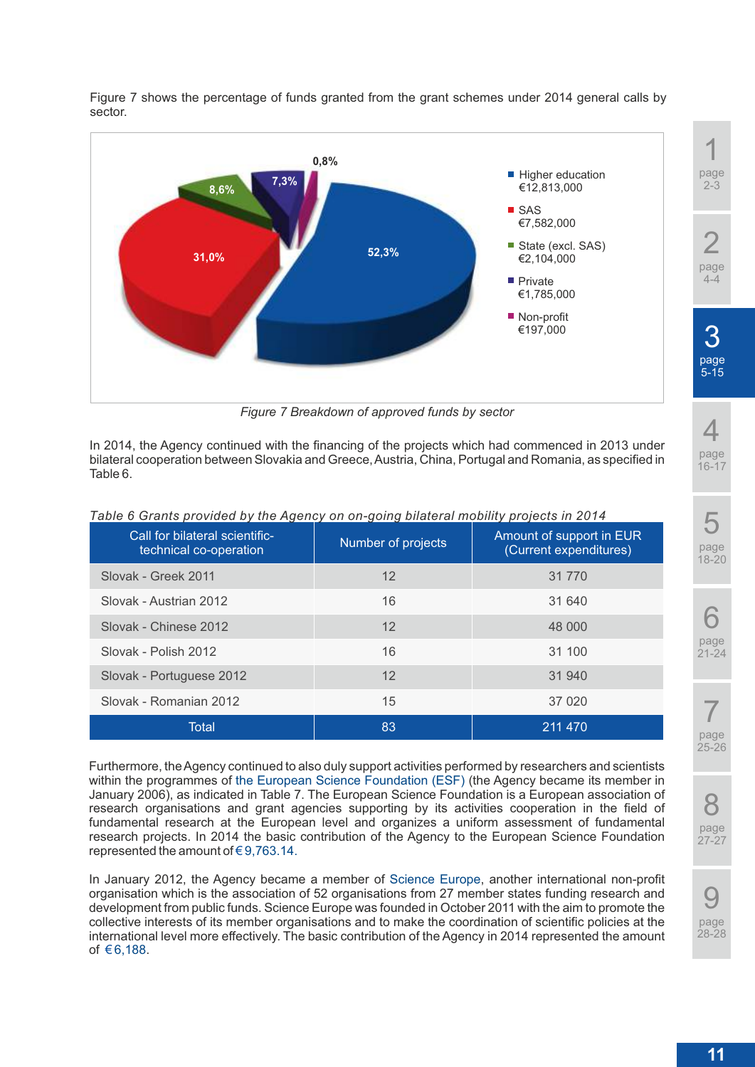Figure 7 shows the percentage of funds granted from the grant schemes under 2014 general calls by sector.

- Higher education €12,813,000 — 52,3%
- SAS €7,582,000 — 31,0%
- State (excl. SAS) €2,104,000 — 8,6%
- Private €1,785,000 — 7,3%
- Non-profit €197,000 — 0,8%

*Figure 7 Breakdown of approved funds by sector*

In 2014, the Agency continued with the financing of the projects which had commenced in 2013 under bilateral cooperation between Slovakia and Greece, Austria, China, Portugal and Romania, as specified in Table 6.

*Table 6 Grants provided by the Agency on on-going bilateral mobility projects in 2014*

| Call for bilateral scientific-technical co-operation | Number of projects | Amount of support in EUR (Current expenditures) |
|---|---|---|
| Slovak - Greek 2011 | 12 | 31 770 |
| Slovak - Austrian 2012 | 16 | 31 640 |
| Slovak - Chinese 2012 | 12 | 48 000 |
| Slovak - Polish 2012 | 16 | 31 100 |
| Slovak - Portuguese 2012 | 12 | 31 940 |
| Slovak - Romanian 2012 | 15 | 37 020 |
| Total | 83 | 211 470 |

Furthermore, the Agency continued to also duly support activities performed by researchers and scientists within the programmes of the European Science Foundation (ESF) (the Agency became its member in January 2006), as indicated in Table 7. The European Science Foundation is a European association of research organisations and grant agencies supporting by its activities cooperation in the field of fundamental research at the European level and organizes a uniform assessment of fundamental research projects. In 2014 the basic contribution of the Agency to the European Science Foundation represented the amount of € 9,763.14.

In January 2012, the Agency became a member of Science Europe, another international non-profit organisation which is the association of 52 organisations from 27 member states funding research and development from public funds. Science Europe was founded in October 2011 with the aim to promote the collective interests of its member organisations and to make the coordination of scientific policies at the international level more effectively. The basic contribution of the Agency in 2014 represented the amount of € 6,188.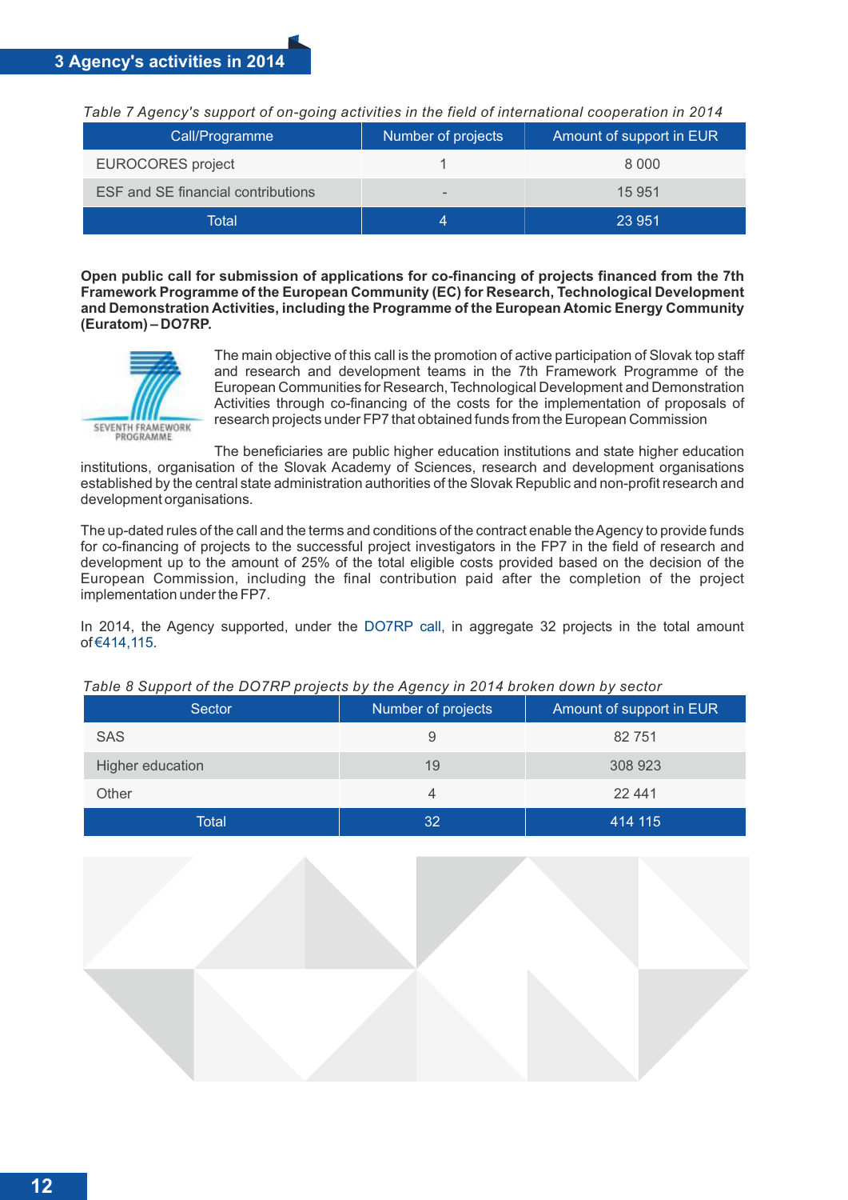*Table 7 Agency's support of on-going activities in the field of international cooperation in 2014*

| Call/Programme | Number of projects | Amount of support in EUR |
|---|---|---|
| EUROCORES project | 1 | 8 000 |
| ESF and SE financial contributions | - | 15 951 |
| Total | 4 | 23 951 |

**Open public call for submission of applications for co-financing of projects financed from the 7th Framework Programme of the European Community (EC) for Research, Technological Development and Demonstration Activities, including the Programme of the European Atomic Energy Community (Euratom) – DO7RP.**

SEVENTH FRAMEWORK PROGRAMME

The main objective of this call is the promotion of active participation of Slovak top staff and research and development teams in the 7th Framework Programme of the European Communities for Research, Technological Development and Demonstration Activities through co-financing of the costs for the implementation of proposals of research projects under FP7 that obtained funds from the European Commission

The beneficiaries are public higher education institutions and state higher education institutions, organisation of the Slovak Academy of Sciences, research and development organisations established by the central state administration authorities of the Slovak Republic and non-profit research and development organisations.

The up-dated rules of the call and the terms and conditions of the contract enable the Agency to provide funds for co-financing of projects to the successful project investigators in the FP7 in the field of research and development up to the amount of 25% of the total eligible costs provided based on the decision of the European Commission, including the final contribution paid after the completion of the project implementation under the FP7.

In 2014, the Agency supported, under the DO7RP call, in aggregate 32 projects in the total amount of €414,115.

*Table 8 Support of the DO7RP projects by the Agency in 2014 broken down by sector*

| Sector | Number of projects | Amount of support in EUR |
|---|---|---|
| SAS | 9 | 82 751 |
| Higher education | 19 | 308 923 |
| Other | 4 | 22 441 |
| Total | 32 | 414 115 |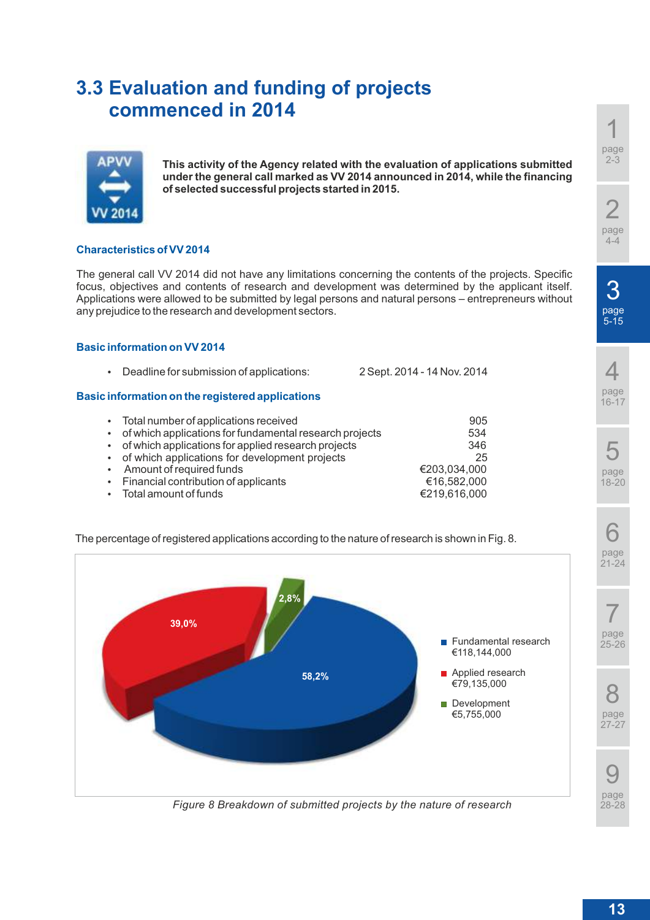# 3.3 Evaluation and funding of projects commenced in 2014

**This activity of the Agency related with the evaluation of applications submitted under the general call marked as VV 2014 announced in 2014, while the financing of selected successful projects started in 2015.**

### Characteristics of VV 2014

The general call VV 2014 did not have any limitations concerning the contents of the projects. Specific focus, objectives and contents of research and development was determined by the applicant itself. Applications were allowed to be submitted by legal persons and natural persons – entrepreneurs without any prejudice to the research and development sectors.

### Basic information on VV 2014

- Deadline for submission of applications: 2 Sept. 2014 - 14 Nov. 2014

### Basic information on the registered applications

| | |
|---|---|
| • Total number of applications received | 905 |
| • of which applications for fundamental research projects | 534 |
| • of which applications for applied research projects | 346 |
| • of which applications for development projects | 25 |
| • Amount of required funds | €203,034,000 |
| • Financial contribution of applicants | €16,582,000 |
| • Total amount of funds | €219,616,000 |

The percentage of registered applications according to the nature of research is shown in Fig. 8.

| Nature of research | Amount | Share |
|---|---|---|
| Fundamental research | €118,144,000 | 58,2% |
| Applied research | €79,135,000 | 39,0% |
| Development | €5,755,000 | 2,8% |

*Figure 8 Breakdown of submitted projects by the nature of research*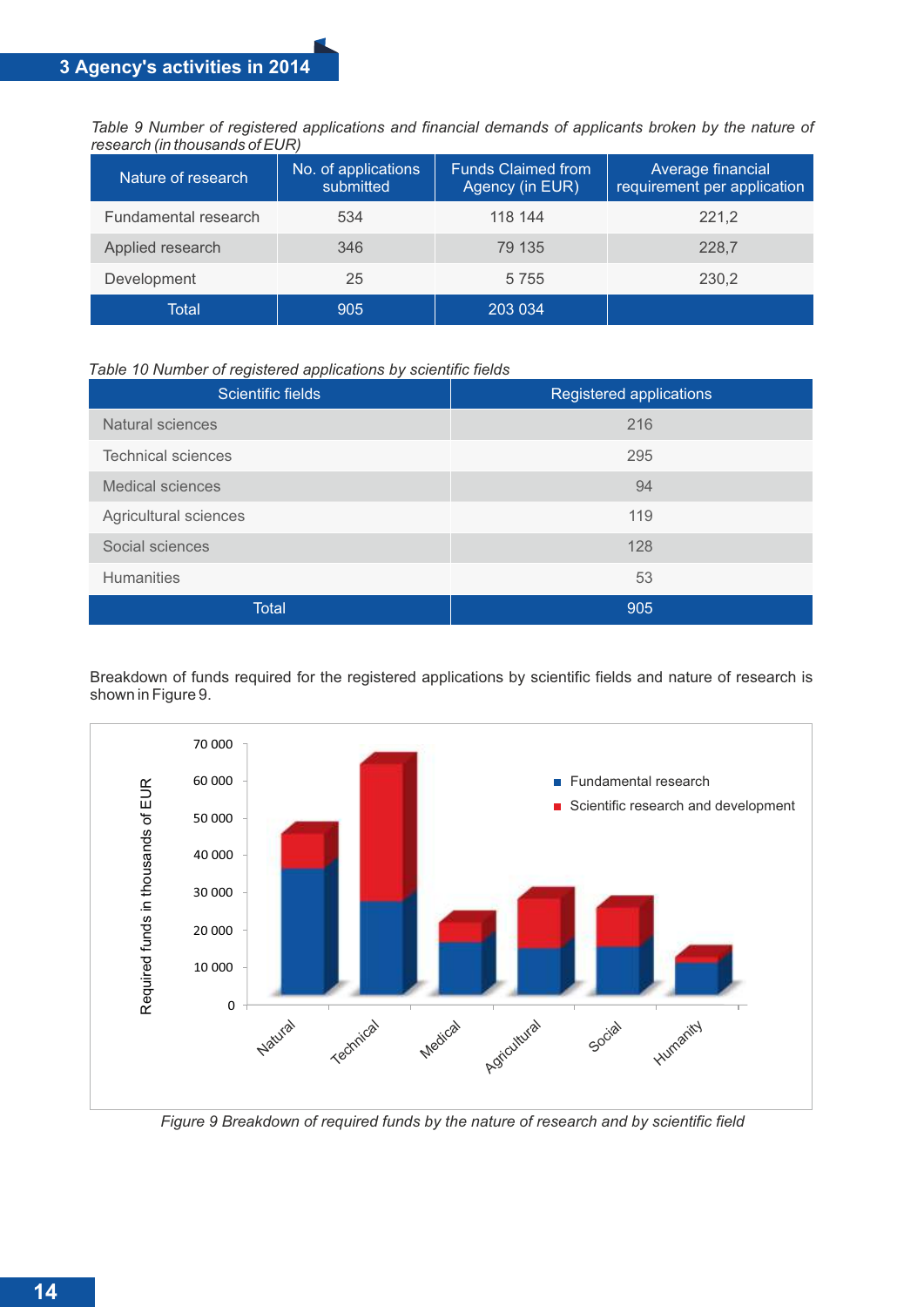*Table 9 Number of registered applications and financial demands of applicants broken by the nature of research (in thousands of EUR)*

| Nature of research | No. of applications submitted | Funds Claimed from Agency (in EUR) | Average financial requirement per application |
|---|---|---|---|
| Fundamental research | 534 | 118 144 | 221,2 |
| Applied research | 346 | 79 135 | 228,7 |
| Development | 25 | 5 755 | 230,2 |
| Total | 905 | 203 034 | |

*Table 10 Number of registered applications by scientific fields*

| Scientific fields | Registered applications |
|---|---|
| Natural sciences | 216 |
| Technical sciences | 295 |
| Medical sciences | 94 |
| Agricultural sciences | 119 |
| Social sciences | 128 |
| Humanities | 53 |
| Total | 905 |

Breakdown of funds required for the registered applications by scientific fields and nature of research is shown in Figure 9.

*Figure 9 Breakdown of required funds by the nature of research and by scientific field*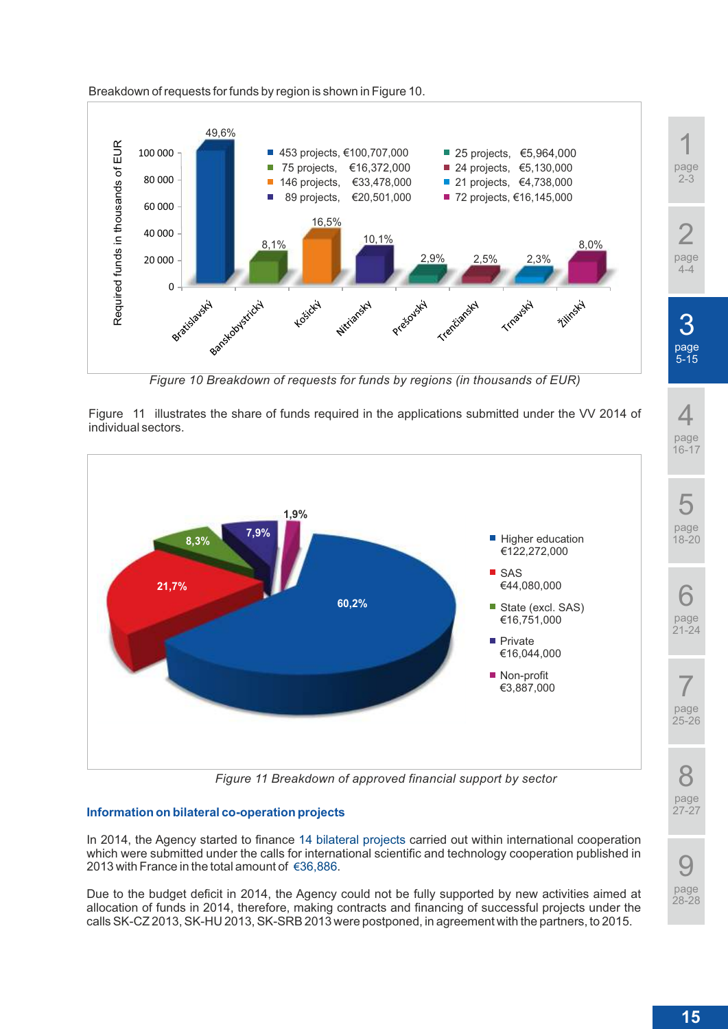Breakdown of requests for funds by region is shown in Figure 10.

*Figure 10 Breakdown of requests for funds by regions (in thousands of EUR)*

Figure 11 illustrates the share of funds required in the applications submitted under the VV 2014 of individual sectors.

*Figure 11 Breakdown of approved financial support by sector*

### Information on bilateral co-operation projects

In 2014, the Agency started to finance 14 bilateral projects carried out within international cooperation which were submitted under the calls for international scientific and technology cooperation published in 2013 with France in the total amount of €36,886.

Due to the budget deficit in 2014, the Agency could not be fully supported by new activities aimed at allocation of funds in 2014, therefore, making contracts and financing of successful projects under the calls SK-CZ 2013, SK-HU 2013, SK-SRB 2013 were postponed, in agreement with the partners, to 2015.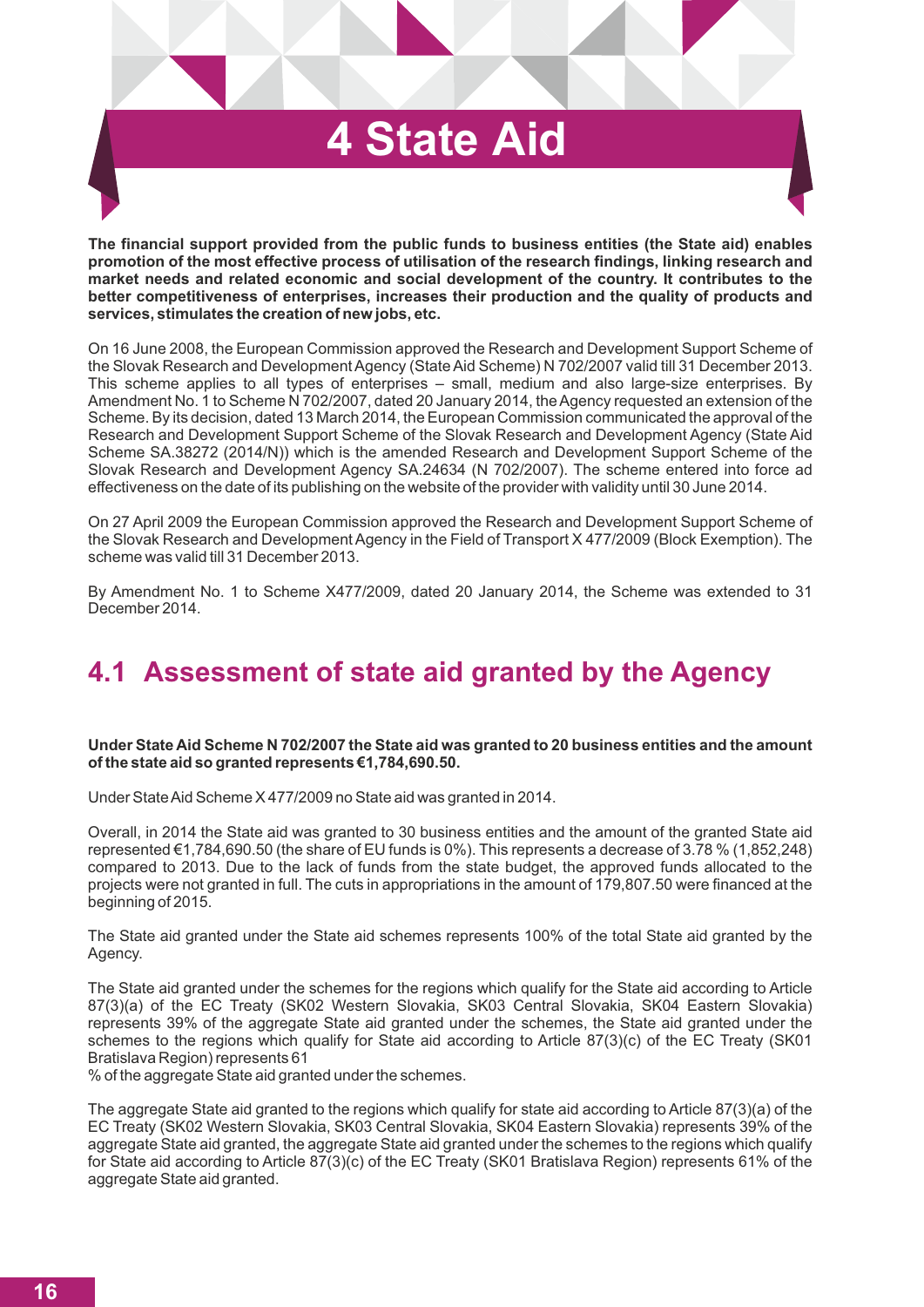# 4 State Aid

**The financial support provided from the public funds to business entities (the State aid) enables promotion of the most effective process of utilisation of the research findings, linking research and market needs and related economic and social development of the country. It contributes to the better competitiveness of enterprises, increases their production and the quality of products and services, stimulates the creation of new jobs, etc.**

On 16 June 2008, the European Commission approved the Research and Development Support Scheme of the Slovak Research and Development Agency (State Aid Scheme) N 702/2007 valid till 31 December 2013. This scheme applies to all types of enterprises – small, medium and also large-size enterprises. By Amendment No. 1 to Scheme N 702/2007, dated 20 January 2014, the Agency requested an extension of the Scheme. By its decision, dated 13 March 2014, the European Commission communicated the approval of the Research and Development Support Scheme of the Slovak Research and Development Agency (State Aid Scheme SA.38272 (2014/N)) which is the amended Research and Development Support Scheme of the Slovak Research and Development Agency SA.24634 (N 702/2007). The scheme entered into force ad effectiveness on the date of its publishing on the website of the provider with validity until 30 June 2014.

On 27 April 2009 the European Commission approved the Research and Development Support Scheme of the Slovak Research and Development Agency in the Field of Transport X 477/2009 (Block Exemption). The scheme was valid till 31 December 2013.

By Amendment No. 1 to Scheme X477/2009, dated 20 January 2014, the Scheme was extended to 31 December 2014.

## 4.1 Assessment of state aid granted by the Agency

**Under State Aid Scheme N 702/2007 the State aid was granted to 20 business entities and the amount of the state aid so granted represents €1,784,690.50.**

Under State Aid Scheme X 477/2009 no State aid was granted in 2014.

Overall, in 2014 the State aid was granted to 30 business entities and the amount of the granted State aid represented €1,784,690.50 (the share of EU funds is 0%). This represents a decrease of 3.78 % (1,852,248) compared to 2013. Due to the lack of funds from the state budget, the approved funds allocated to the projects were not granted in full. The cuts in appropriations in the amount of 179,807.50 were financed at the beginning of 2015.

The State aid granted under the State aid schemes represents 100% of the total State aid granted by the Agency.

The State aid granted under the schemes for the regions which qualify for the State aid according to Article 87(3)(a) of the EC Treaty (SK02 Western Slovakia, SK03 Central Slovakia, SK04 Eastern Slovakia) represents 39% of the aggregate State aid granted under the schemes, the State aid granted under the schemes to the regions which qualify for State aid according to Article 87(3)(c) of the EC Treaty (SK01 Bratislava Region) represents 61
% of the aggregate State aid granted under the schemes.

The aggregate State aid granted to the regions which qualify for state aid according to Article 87(3)(a) of the EC Treaty (SK02 Western Slovakia, SK03 Central Slovakia, SK04 Eastern Slovakia) represents 39% of the aggregate State aid granted, the aggregate State aid granted under the schemes to the regions which qualify for State aid according to Article 87(3)(c) of the EC Treaty (SK01 Bratislava Region) represents 61% of the aggregate State aid granted.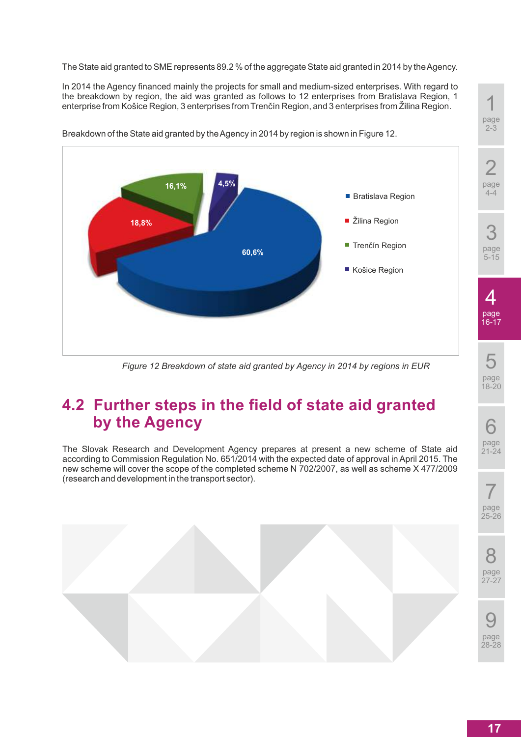The State aid granted to SME represents 89.2 % of the aggregate State aid granted in 2014 by the Agency.

In 2014 the Agency financed mainly the projects for small and medium-sized enterprises. With regard to the breakdown by region, the aid was granted as follows to 12 enterprises from Bratislava Region, 1 enterprise from Košice Region, 3 enterprises from Trenčín Region, and 3 enterprises from Žilina Region.

Breakdown of the State aid granted by the Agency in 2014 by region is shown in Figure 12.

| Region | Share |
|---|---|
| Bratislava Region | 60,6% |
| Žilina Region | 18,8% |
| Trenčín Region | 16,1% |
| Košice Region | 4,5% |

*Figure 12 Breakdown of state aid granted by Agency in 2014 by regions in EUR*

## 4.2 Further steps in the field of state aid granted by the Agency

The Slovak Research and Development Agency prepares at present a new scheme of State aid according to Commission Regulation No. 651/2014 with the expected date of approval in April 2015. The new scheme will cover the scope of the completed scheme N 702/2007, as well as scheme X 477/2009 (research and development in the transport sector).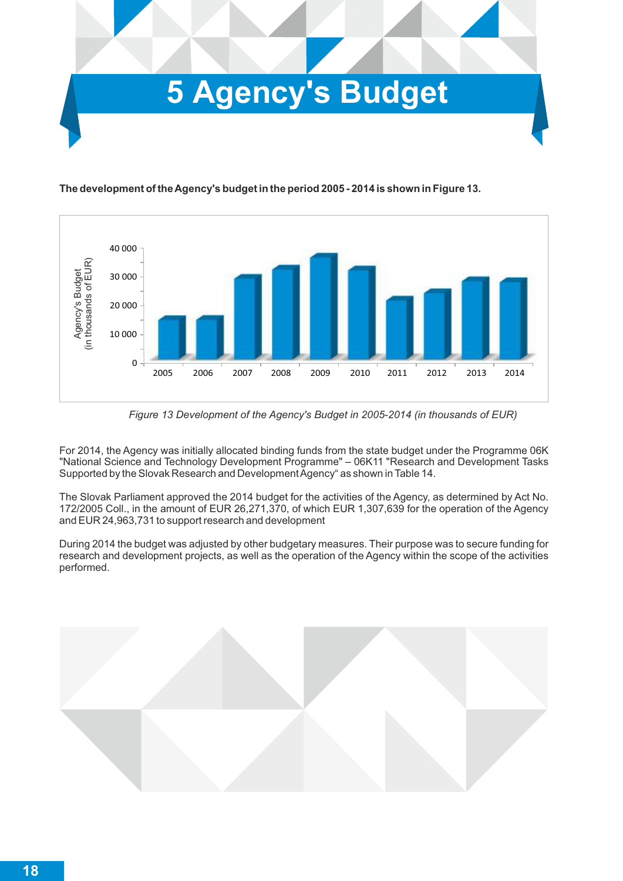# 5 Agency's Budget

**The development of the Agency's budget in the period 2005 - 2014 is shown in Figure 13.**

*Figure 13 Development of the Agency's Budget in 2005-2014 (in thousands of EUR)*

For 2014, the Agency was initially allocated binding funds from the state budget under the Programme 06K "National Science and Technology Development Programme" – 06K11 "Research and Development Tasks Supported by the Slovak Research and Development Agency" as shown in Table 14.

The Slovak Parliament approved the 2014 budget for the activities of the Agency, as determined by Act No. 172/2005 Coll., in the amount of EUR 26,271,370, of which EUR 1,307,639 for the operation of the Agency and EUR 24,963,731 to support research and development

During 2014 the budget was adjusted by other budgetary measures. Their purpose was to secure funding for research and development projects, as well as the operation of the Agency within the scope of the activities performed.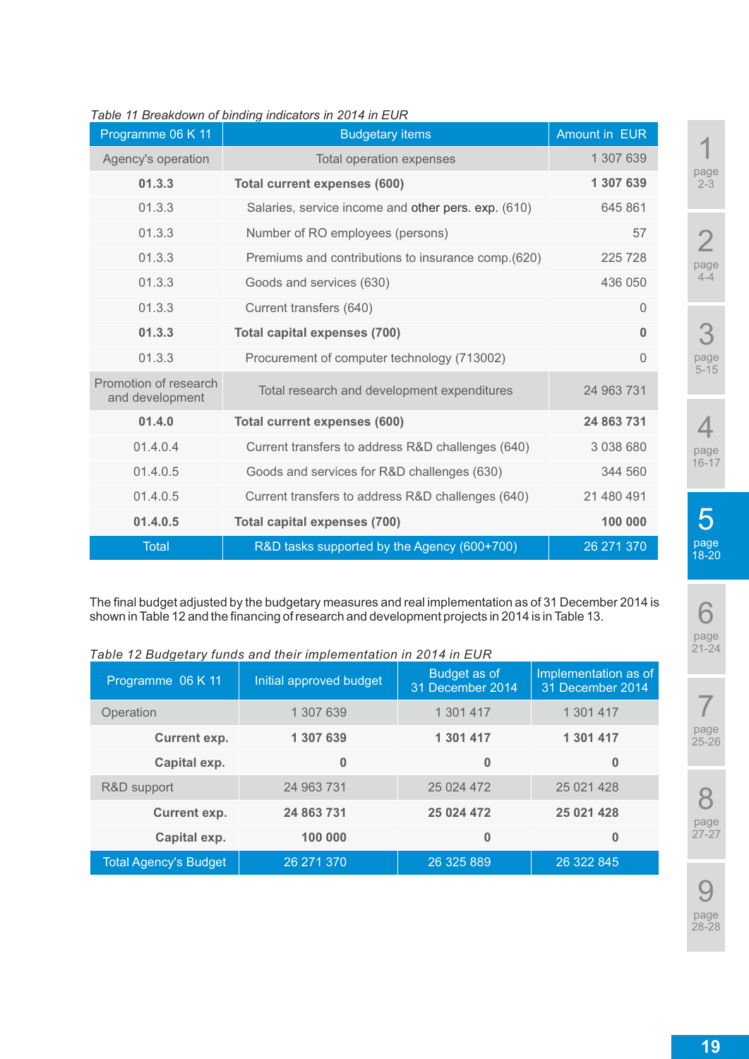*Table 11 Breakdown of binding indicators in 2014 in EUR*

| Programme 06 K 11 | Budgetary items | Amount in EUR |
|---|---|---|
| Agency's operation | Total operation expenses | 1 307 639 |
| **01.3.3** | **Total current expenses (600)** | **1 307 639** |
| 01.3.3 | Salaries, service income and other pers. exp. (610) | 645 861 |
| 01.3.3 | Number of RO employees (persons) | 57 |
| 01.3.3 | Premiums and contributions to insurance comp.(620) | 225 728 |
| 01.3.3 | Goods and services (630) | 436 050 |
| 01.3.3 | Current transfers (640) | 0 |
| **01.3.3** | **Total capital expenses (700)** | **0** |
| 01.3.3 | Procurement of computer technology (713002) | 0 |
| Promotion of research and development | Total research and development expenditures | 24 963 731 |
| **01.4.0** | **Total current expenses (600)** | **24 863 731** |
| 01.4.0.4 | Current transfers to address R&D challenges (640) | 3 038 680 |
| 01.4.0.5 | Goods and services for R&D challenges (630) | 344 560 |
| 01.4.0.5 | Current transfers to address R&D challenges (640) | 21 480 491 |
| **01.4.0.5** | **Total capital expenses (700)** | **100 000** |
| Total | R&D tasks supported by the Agency (600+700) | 26 271 370 |

The final budget adjusted by the budgetary measures and real implementation as of 31 December 2014 is shown in Table 12 and the financing of research and development projects in 2014 is in Table 13.

*Table 12 Budgetary funds and their implementation in 2014 in EUR*

| Programme 06 K 11 | Initial approved budget | Budget as of 31 December 2014 | Implementation as of 31 December 2014 |
|---|---|---|---|
| Operation | 1 307 639 | 1 301 417 | 1 301 417 |
| **Current exp.** | **1 307 639** | **1 301 417** | **1 301 417** |
| **Capital exp.** | **0** | **0** | **0** |
| R&D support | 24 963 731 | 25 024 472 | 25 021 428 |
| **Current exp.** | **24 863 731** | **25 024 472** | **25 021 428** |
| **Capital exp.** | **100 000** | **0** | **0** |
| Total Agency's Budget | 26 271 370 | 26 325 889 | 26 322 845 |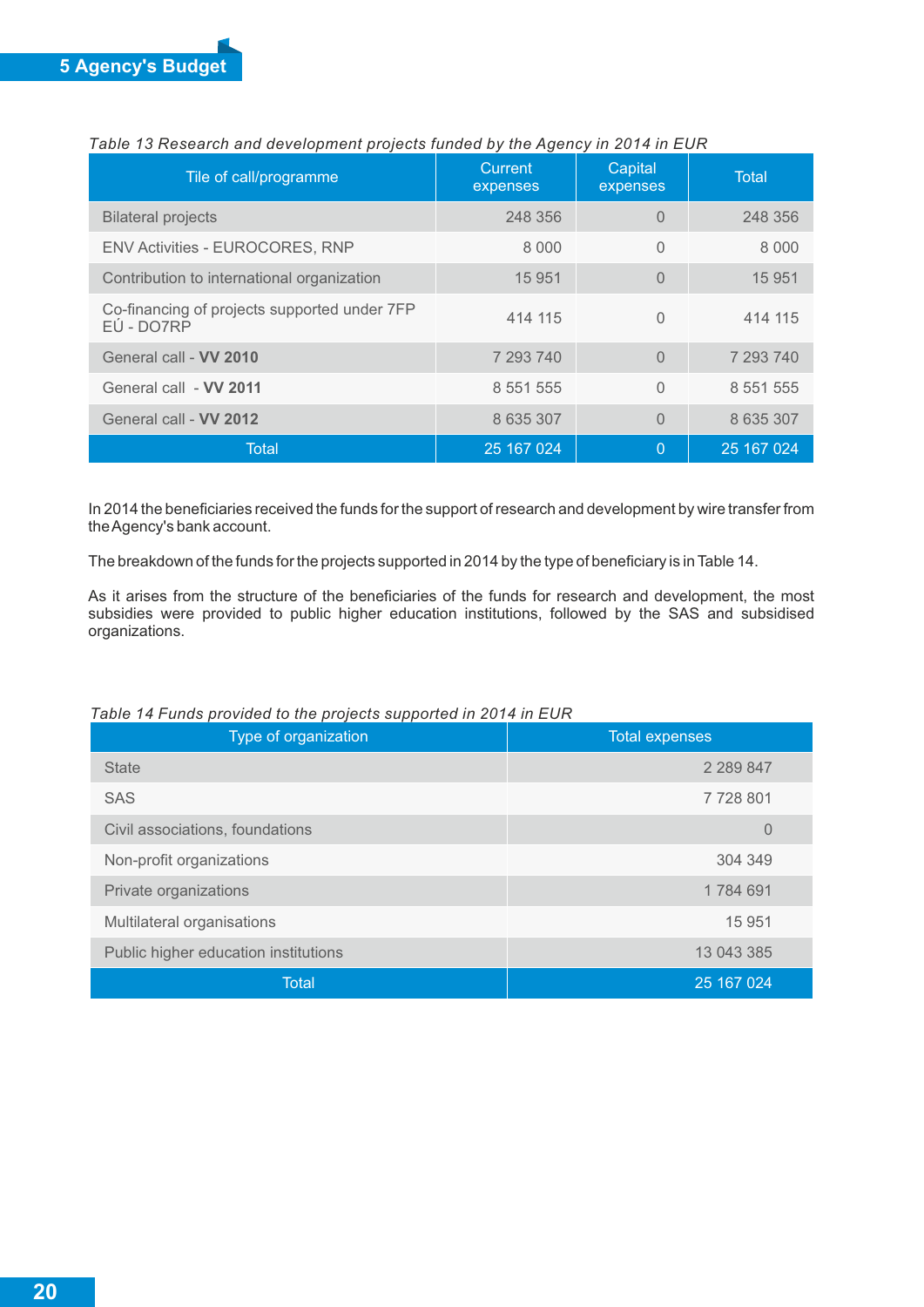*Table 13 Research and development projects funded by the Agency in 2014 in EUR*

| Tile of call/programme | Current expenses | Capital expenses | Total |
|---|---|---|---|
| Bilateral projects | 248 356 | 0 | 248 356 |
| ENV Activities - EUROCORES, RNP | 8 000 | 0 | 8 000 |
| Contribution to international organization | 15 951 | 0 | 15 951 |
| Co-financing of projects supported under 7FP EÚ - DO7RP | 414 115 | 0 | 414 115 |
| General call - **VV 2010** | 7 293 740 | 0 | 7 293 740 |
| General call - **VV 2011** | 8 551 555 | 0 | 8 551 555 |
| General call - **VV 2012** | 8 635 307 | 0 | 8 635 307 |
| Total | 25 167 024 | 0 | 25 167 024 |

In 2014 the beneficiaries received the funds for the support of research and development by wire transfer from the Agency's bank account.

The breakdown of the funds for the projects supported in 2014 by the type of beneficiary is in Table 14.

As it arises from the structure of the beneficiaries of the funds for research and development, the most subsidies were provided to public higher education institutions, followed by the SAS and subsidised organizations.

*Table 14 Funds provided to the projects supported in 2014 in EUR*

| Type of organization | Total expenses |
|---|---|
| State | 2 289 847 |
| SAS | 7 728 801 |
| Civil associations, foundations | 0 |
| Non-profit organizations | 304 349 |
| Private organizations | 1 784 691 |
| Multilateral organisations | 15 951 |
| Public higher education institutions | 13 043 385 |
| Total | 25 167 024 |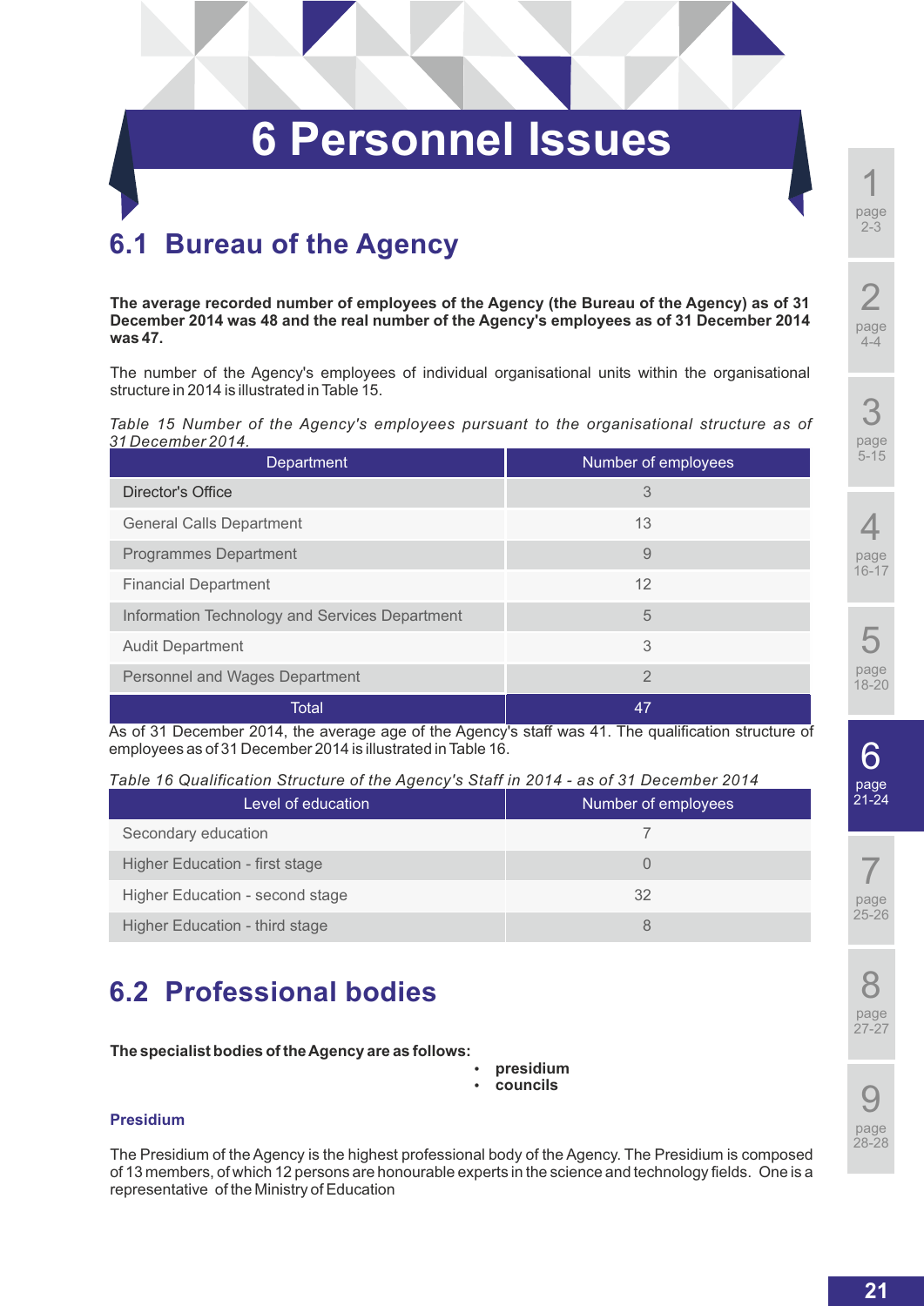# 6 Personnel Issues

## 6.1 Bureau of the Agency

**The average recorded number of employees of the Agency (the Bureau of the Agency) as of 31 December 2014 was 48 and the real number of the Agency's employees as of 31 December 2014 was 47.**

The number of the Agency's employees of individual organisational units within the organisational structure in 2014 is illustrated in Table 15.

*Table 15 Number of the Agency's employees pursuant to the organisational structure as of 31 December 2014.*

| Department | Number of employees |
|---|---|
| Director's Office | 3 |
| General Calls Department | 13 |
| Programmes Department | 9 |
| Financial Department | 12 |
| Information Technology and Services Department | 5 |
| Audit Department | 3 |
| Personnel and Wages Department | 2 |
| Total | 47 |

As of 31 December 2014, the average age of the Agency's staff was 41. The qualification structure of employees as of 31 December 2014 is illustrated in Table 16.

*Table 16 Qualification Structure of the Agency's Staff in 2014 - as of 31 December 2014*

| Level of education | Number of employees |
|---|---|
| Secondary education | 7 |
| Higher Education - first stage | 0 |
| Higher Education - second stage | 32 |
| Higher Education - third stage | 8 |

## 6.2 Professional bodies

**The specialist bodies of the Agency are as follows:**

- **presidium**
- **councils**

### Presidium

The Presidium of the Agency is the highest professional body of the Agency. The Presidium is composed of 13 members, of which 12 persons are honourable experts in the science and technology fields. One is a representative of the Ministry of Education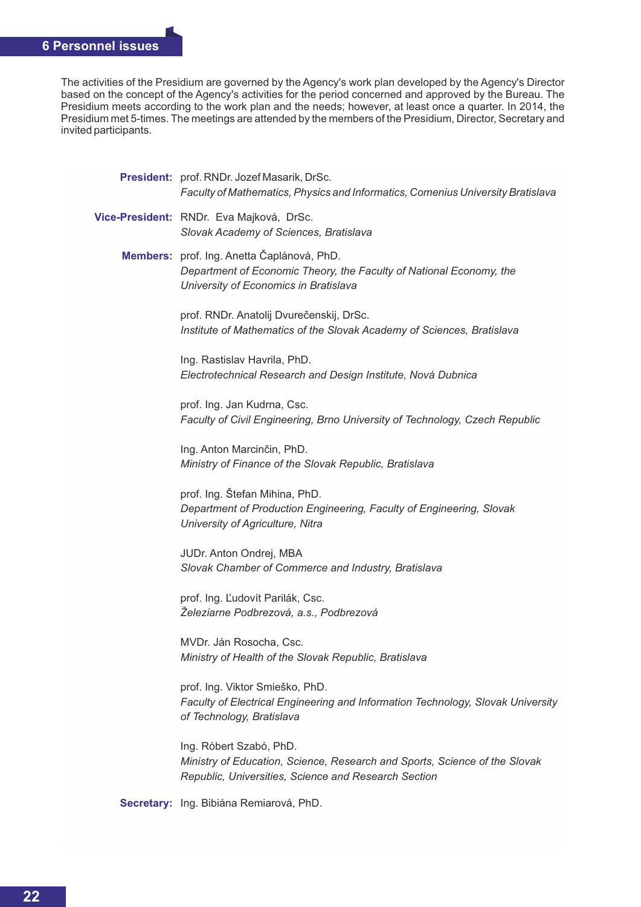## 6 Personnel issues

The activities of the Presidium are governed by the Agency's work plan developed by the Agency's Director based on the concept of the Agency's activities for the period concerned and approved by the Bureau. The Presidium meets according to the work plan and the needs; however, at least once a quarter. In 2014, the Presidium met 5-times. The meetings are attended by the members of the Presidium, Director, Secretary and invited participants.

**President:** prof. RNDr. Jozef Masarik, DrSc.
*Faculty of Mathematics, Physics and Informatics, Comenius University Bratislava*

**Vice-President:** RNDr. Eva Majková, DrSc.
*Slovak Academy of Sciences, Bratislava*

**Members:** prof. Ing. Anetta Čaplánová, PhD.
*Department of Economic Theory, the Faculty of National Economy, the University of Economics in Bratislava*

prof. RNDr. Anatolij Dvurečenskij, DrSc.
*Institute of Mathematics of the Slovak Academy of Sciences, Bratislava*

Ing. Rastislav Havrila, PhD.
*Electrotechnical Research and Design Institute, Nová Dubnica*

prof. Ing. Jan Kudrna, Csc.
*Faculty of Civil Engineering, Brno University of Technology, Czech Republic*

Ing. Anton Marcinčin, PhD.
*Ministry of Finance of the Slovak Republic, Bratislava*

prof. Ing. Štefan Mihina, PhD.
*Department of Production Engineering, Faculty of Engineering, Slovak University of Agriculture, Nitra*

JUDr. Anton Ondrej, MBA
*Slovak Chamber of Commerce and Industry, Bratislava*

prof. Ing. Ľudovít Parilák, Csc.
*Železiarne Podbrezová, a.s., Podbrezová*

MVDr. Ján Rosocha, Csc.
*Ministry of Health of the Slovak Republic, Bratislava*

prof. Ing. Viktor Smieško, PhD.
*Faculty of Electrical Engineering and Information Technology, Slovak University of Technology, Bratislava*

Ing. Róbert Szabó, PhD.
*Ministry of Education, Science, Research and Sports, Science of the Slovak Republic, Universities, Science and Research Section*

**Secretary:** Ing. Bibiána Remiarová, PhD.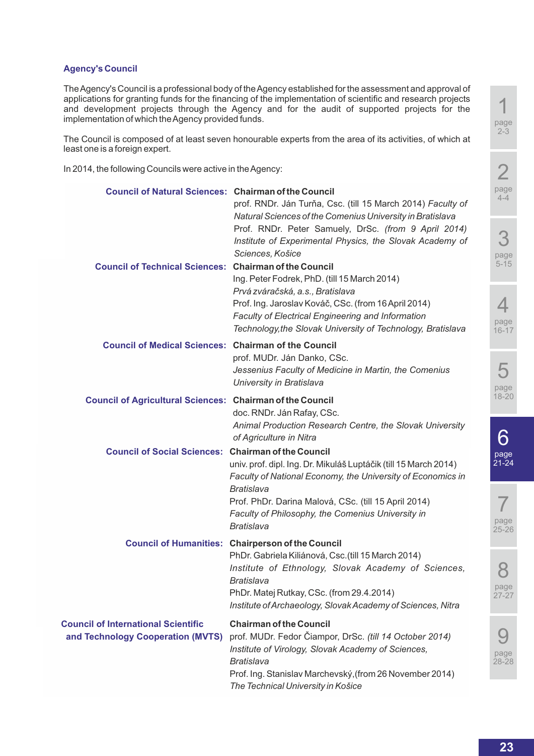## Agency's Council

The Agency's Council is a professional body of the Agency established for the assessment and approval of applications for granting funds for the financing of the implementation of scientific and research projects and development projects through the Agency and for the audit of supported projects for the implementation of which the Agency provided funds.

The Council is composed of at least seven honourable experts from the area of its activities, of which at least one is a foreign expert.

In 2014, the following Councils were active in the Agency:

| | |
|---|---|
| **Council of Natural Sciences:** | **Chairman of the Council**<br>prof. RNDr. Ján Turňa, Csc. (till 15 March 2014) *Faculty of Natural Sciences of the Comenius University in Bratislava*<br>Prof. RNDr. Peter Samuely, DrSc. *(from 9 April 2014) Institute of Experimental Physics, the Slovak Academy of Sciences, Košice* |
| **Council of Technical Sciences:** | **Chairman of the Council**<br>Ing. Peter Fodrek, PhD. (till 15 March 2014)<br>*Prvá zváračská, a.s., Bratislava*<br>Prof. Ing. Jaroslav Kováč, CSc. (from 16 April 2014)<br>*Faculty of Electrical Engineering and Information Technology,the Slovak University of Technology, Bratislava* |
| **Council of Medical Sciences:** | **Chairman of the Council**<br>prof. MUDr. Ján Danko, CSc.<br>*Jessenius Faculty of Medicine in Martin, the Comenius University in Bratislava* |
| **Council of Agricultural Sciences:** | **Chairman of the Council**<br>doc. RNDr. Ján Rafay, CSc.<br>*Animal Production Research Centre, the Slovak University of Agriculture in Nitra* |
| **Council of Social Sciences:** | **Chairman of the Council**<br>univ. prof. dipl. Ing. Dr. Mikuláš Luptáčik (till 15 March 2014)<br>*Faculty of National Economy, the University of Economics in Bratislava*<br>Prof. PhDr. Darina Malová, CSc. (till 15 April 2014)<br>*Faculty of Philosophy, the Comenius University in Bratislava* |
| **Council of Humanities:** | **Chairperson of the Council**<br>PhDr. Gabriela Kiliánová, Csc.(till 15 March 2014)<br>*Institute of Ethnology, Slovak Academy of Sciences, Bratislava*<br>PhDr. Matej Rutkay, CSc. (from 29.4.2014)<br>*Institute of Archaeology, Slovak Academy of Sciences, Nitra* |
| **Council of International Scientific and Technology Cooperation (MVTS)** | **Chairman of the Council**<br>prof. MUDr. Fedor Čiampor, DrSc. *(till 14 October 2014) Institute of Virology, Slovak Academy of Sciences, Bratislava*<br>Prof. Ing. Stanislav Marchevský,(from 26 November 2014)<br>*The Technical University in Košice* |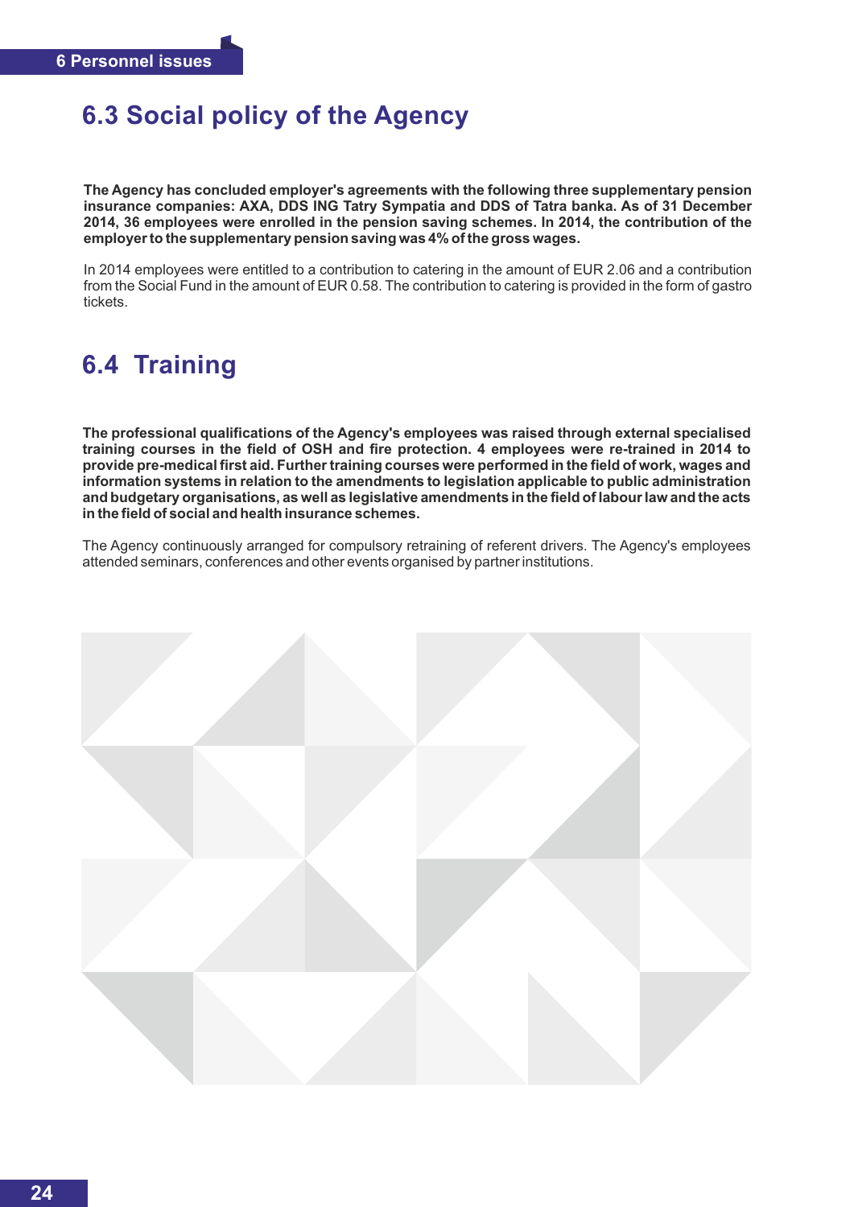## 6.3 Social policy of the Agency

**The Agency has concluded employer's agreements with the following three supplementary pension insurance companies: AXA, DDS ING Tatry Sympatia and DDS of Tatra banka. As of 31 December 2014, 36 employees were enrolled in the pension saving schemes. In 2014, the contribution of the employer to the supplementary pension saving was 4% of the gross wages.**

In 2014 employees were entitled to a contribution to catering in the amount of EUR 2.06 and a contribution from the Social Fund in the amount of EUR 0.58. The contribution to catering is provided in the form of gastro tickets.

## 6.4 Training

**The professional qualifications of the Agency's employees was raised through external specialised training courses in the field of OSH and fire protection. 4 employees were re-trained in 2014 to provide pre-medical first aid. Further training courses were performed in the field of work, wages and information systems in relation to the amendments to legislation applicable to public administration and budgetary organisations, as well as legislative amendments in the field of labour law and the acts in the field of social and health insurance schemes.**

The Agency continuously arranged for compulsory retraining of referent drivers. The Agency's employees attended seminars, conferences and other events organised by partner institutions.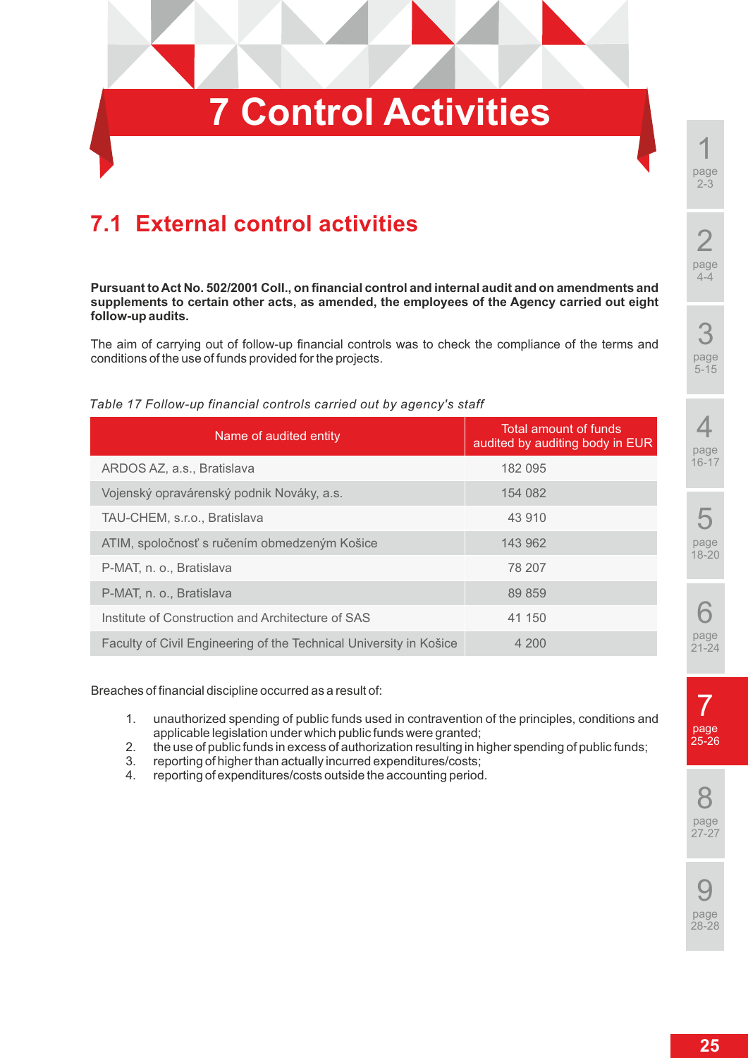# 7 Control Activities

## 7.1 External control activities

**Pursuant to Act No. 502/2001 Coll., on financial control and internal audit and on amendments and supplements to certain other acts, as amended, the employees of the Agency carried out eight follow-up audits.**

The aim of carrying out of follow-up financial controls was to check the compliance of the terms and conditions of the use of funds provided for the projects.

*Table 17 Follow-up financial controls carried out by agency's staff*

| Name of audited entity | Total amount of funds audited by auditing body in EUR |
|---|---|
| ARDOS AZ, a.s., Bratislava | 182 095 |
| Vojenský opravárenský podnik Nováky, a.s. | 154 082 |
| TAU-CHEM, s.r.o., Bratislava | 43 910 |
| ATIM, spoločnosť s ručením obmedzeným Košice | 143 962 |
| P-MAT, n. o., Bratislava | 78 207 |
| P-MAT, n. o., Bratislava | 89 859 |
| Institute of Construction and Architecture of SAS | 41 150 |
| Faculty of Civil Engineering of the Technical University in Košice | 4 200 |

Breaches of financial discipline occurred as a result of:

1. unauthorized spending of public funds used in contravention of the principles, conditions and applicable legislation under which public funds were granted;
2. the use of public funds in excess of authorization resulting in higher spending of public funds;
3. reporting of higher than actually incurred expenditures/costs;
4. reporting of expenditures/costs outside the accounting period.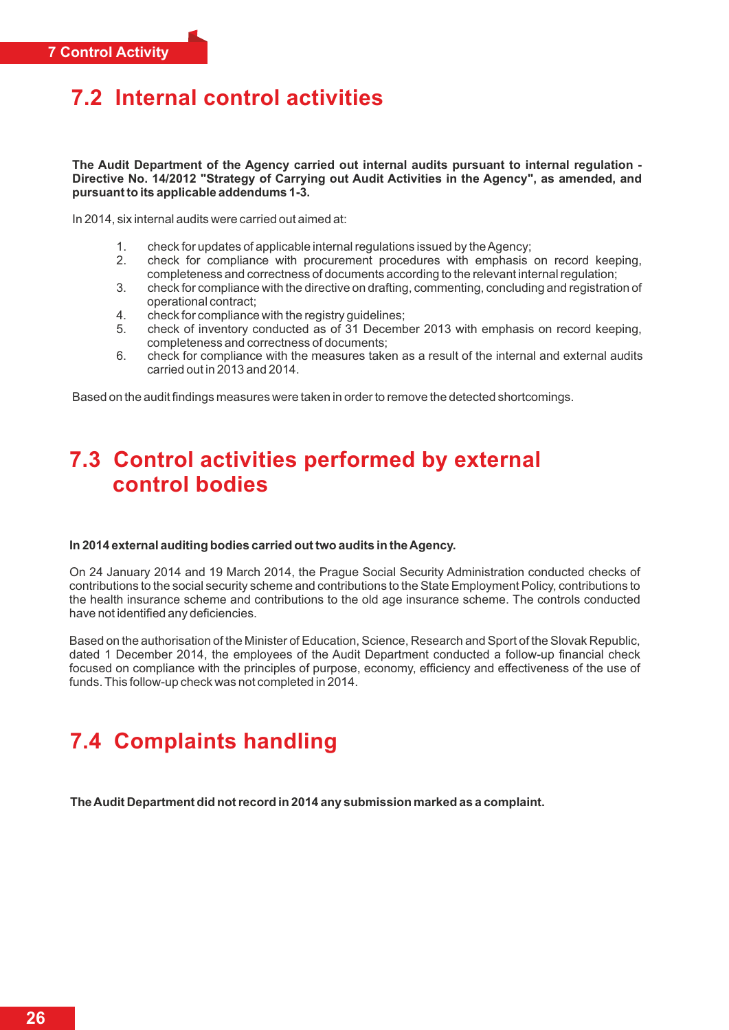## 7.2 Internal control activities

**The Audit Department of the Agency carried out internal audits pursuant to internal regulation - Directive No. 14/2012 "Strategy of Carrying out Audit Activities in the Agency", as amended, and pursuant to its applicable addendums 1-3.**

In 2014, six internal audits were carried out aimed at:

1. check for updates of applicable internal regulations issued by the Agency;
2. check for compliance with procurement procedures with emphasis on record keeping, completeness and correctness of documents according to the relevant internal regulation;
3. check for compliance with the directive on drafting, commenting, concluding and registration of operational contract;
4. check for compliance with the registry guidelines;
5. check of inventory conducted as of 31 December 2013 with emphasis on record keeping, completeness and correctness of documents;
6. check for compliance with the measures taken as a result of the internal and external audits carried out in 2013 and 2014.

Based on the audit findings measures were taken in order to remove the detected shortcomings.

## 7.3 Control activities performed by external control bodies

**In 2014 external auditing bodies carried out two audits in the Agency.**

On 24 January 2014 and 19 March 2014, the Prague Social Security Administration conducted checks of contributions to the social security scheme and contributions to the State Employment Policy, contributions to the health insurance scheme and contributions to the old age insurance scheme. The controls conducted have not identified any deficiencies.

Based on the authorisation of the Minister of Education, Science, Research and Sport of the Slovak Republic, dated 1 December 2014, the employees of the Audit Department conducted a follow-up financial check focused on compliance with the principles of purpose, economy, efficiency and effectiveness of the use of funds. This follow-up check was not completed in 2014.

## 7.4 Complaints handling

**The Audit Department did not record in 2014 any submission marked as a complaint.**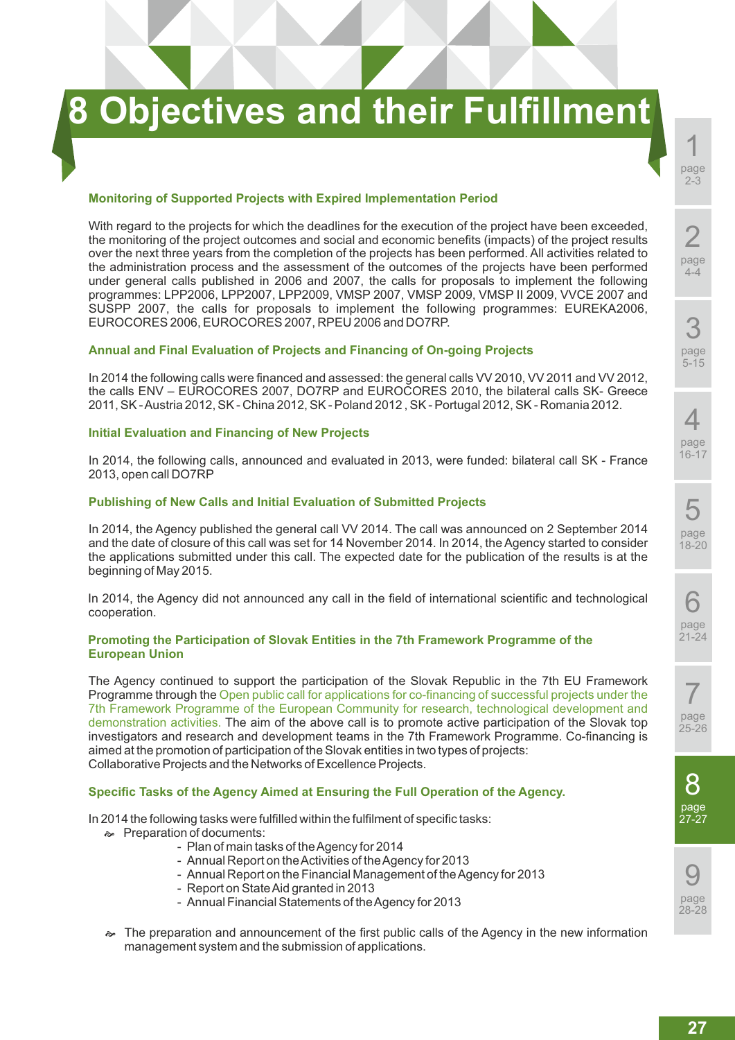# 8 Objectives and their Fulfillment

### Monitoring of Supported Projects with Expired Implementation Period

With regard to the projects for which the deadlines for the execution of the project have been exceeded, the monitoring of the project outcomes and social and economic benefits (impacts) of the project results over the next three years from the completion of the projects has been performed. All activities related to the administration process and the assessment of the outcomes of the projects have been performed under general calls published in 2006 and 2007, the calls for proposals to implement the following programmes: LPP2006, LPP2007, LPP2009, VMSP 2007, VMSP 2009, VMSP II 2009, VVCE 2007 and SUSPP 2007, the calls for proposals to implement the following programmes: EUREKA2006, EUROCORES 2006, EUROCORES 2007, RPEU 2006 and DO7RP.

### Annual and Final Evaluation of Projects and Financing of On-going Projects

In 2014 the following calls were financed and assessed: the general calls VV 2010, VV 2011 and VV 2012, the calls ENV – EUROCORES 2007, DO7RP and EUROCORES 2010, the bilateral calls SK- Greece 2011, SK - Austria 2012, SK - China 2012, SK - Poland 2012 , SK - Portugal 2012, SK - Romania 2012.

### Initial Evaluation and Financing of New Projects

In 2014, the following calls, announced and evaluated in 2013, were funded: bilateral call SK - France 2013, open call DO7RP

### Publishing of New Calls and Initial Evaluation of Submitted Projects

In 2014, the Agency published the general call VV 2014. The call was announced on 2 September 2014 and the date of closure of this call was set for 14 November 2014. In 2014, the Agency started to consider the applications submitted under this call. The expected date for the publication of the results is at the beginning of May 2015.

In 2014, the Agency did not announced any call in the field of international scientific and technological cooperation.

### Promoting the Participation of Slovak Entities in the 7th Framework Programme of the European Union

The Agency continued to support the participation of the Slovak Republic in the 7th EU Framework Programme through the Open public call for applications for co-financing of successful projects under the 7th Framework Programme of the European Community for research, technological development and demonstration activities. The aim of the above call is to promote active participation of the Slovak top investigators and research and development teams in the 7th Framework Programme. Co-financing is aimed at the promotion of participation of the Slovak entities in two types of projects:
Collaborative Projects and the Networks of Excellence Projects.

### Specific Tasks of the Agency Aimed at Ensuring the Full Operation of the Agency.

In 2014 the following tasks were fulfilled within the fulfilment of specific tasks:

- Preparation of documents:
  - Plan of main tasks of the Agency for 2014
  - Annual Report on the Activities of the Agency for 2013
  - Annual Report on the Financial Management of the Agency for 2013
  - Report on State Aid granted in 2013
  - Annual Financial Statements of the Agency for 2013
- The preparation and announcement of the first public calls of the Agency in the new information management system and the submission of applications.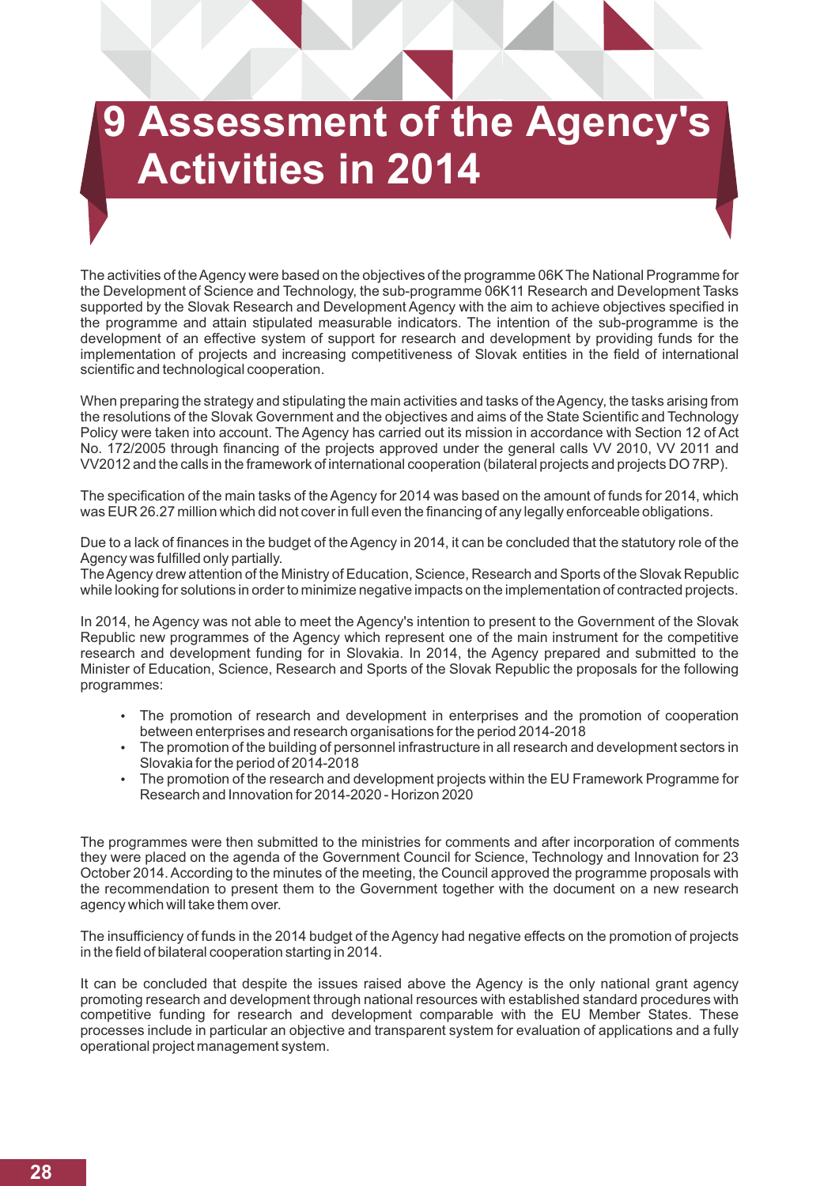# 9 Assessment of the Agency's Activities in 2014

The activities of the Agency were based on the objectives of the programme 06K The National Programme for the Development of Science and Technology, the sub-programme 06K11 Research and Development Tasks supported by the Slovak Research and Development Agency with the aim to achieve objectives specified in the programme and attain stipulated measurable indicators. The intention of the sub-programme is the development of an effective system of support for research and development by providing funds for the implementation of projects and increasing competitiveness of Slovak entities in the field of international scientific and technological cooperation.

When preparing the strategy and stipulating the main activities and tasks of the Agency, the tasks arising from the resolutions of the Slovak Government and the objectives and aims of the State Scientific and Technology Policy were taken into account. The Agency has carried out its mission in accordance with Section 12 of Act No. 172/2005 through financing of the projects approved under the general calls VV 2010, VV 2011 and VV2012 and the calls in the framework of international cooperation (bilateral projects and projects DO 7RP).

The specification of the main tasks of the Agency for 2014 was based on the amount of funds for 2014, which was EUR 26.27 million which did not cover in full even the financing of any legally enforceable obligations.

Due to a lack of finances in the budget of the Agency in 2014, it can be concluded that the statutory role of the Agency was fulfilled only partially.
The Agency drew attention of the Ministry of Education, Science, Research and Sports of the Slovak Republic while looking for solutions in order to minimize negative impacts on the implementation of contracted projects.

In 2014, he Agency was not able to meet the Agency's intention to present to the Government of the Slovak Republic new programmes of the Agency which represent one of the main instrument for the competitive research and development funding for in Slovakia. In 2014, the Agency prepared and submitted to the Minister of Education, Science, Research and Sports of the Slovak Republic the proposals for the following programmes:

- The promotion of research and development in enterprises and the promotion of cooperation between enterprises and research organisations for the period 2014-2018
- The promotion of the building of personnel infrastructure in all research and development sectors in Slovakia for the period of 2014-2018
- The promotion of the research and development projects within the EU Framework Programme for Research and Innovation for 2014-2020 - Horizon 2020

The programmes were then submitted to the ministries for comments and after incorporation of comments they were placed on the agenda of the Government Council for Science, Technology and Innovation for 23 October 2014. According to the minutes of the meeting, the Council approved the programme proposals with the recommendation to present them to the Government together with the document on a new research agency which will take them over.

The insufficiency of funds in the 2014 budget of the Agency had negative effects on the promotion of projects in the field of bilateral cooperation starting in 2014.

It can be concluded that despite the issues raised above the Agency is the only national grant agency promoting research and development through national resources with established standard procedures with competitive funding for research and development comparable with the EU Member States. These processes include in particular an objective and transparent system for evaluation of applications and a fully operational project management system.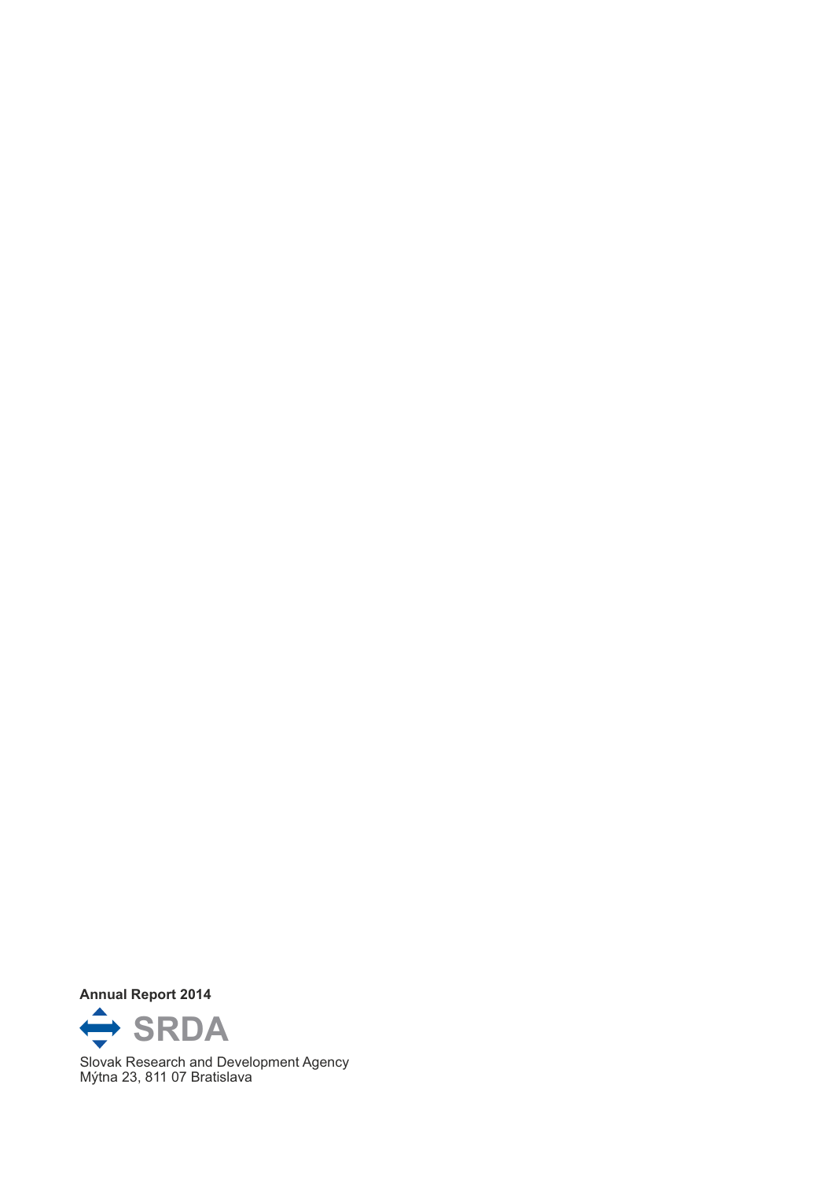**Annual Report 2014**

SRDA

Slovak Research and Development Agency
Mýtna 23, 811 07 Bratislava